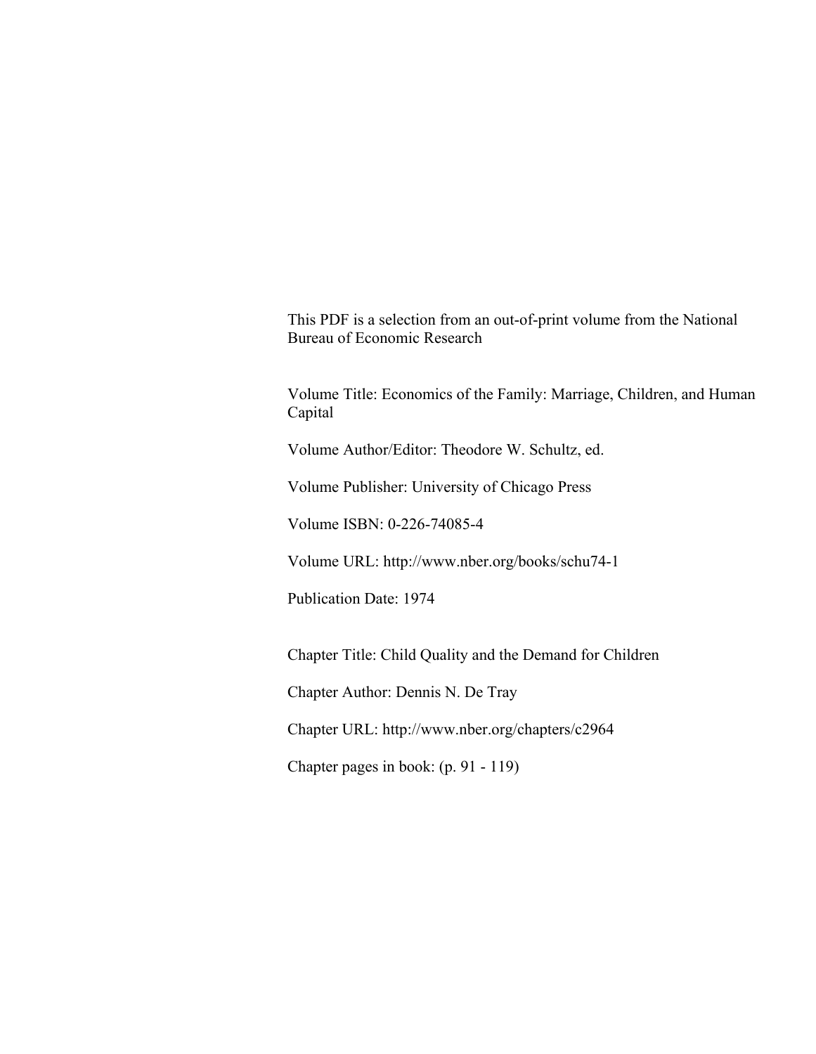This PDF is a selection from an out-of-print volume from the National Bureau of Economic Research

Volume Title: Economics of the Family: Marriage, Children, and Human Capital

Volume Author/Editor: Theodore W. Schultz, ed.

Volume Publisher: University of Chicago Press

Volume ISBN: 0-226-74085-4

Volume URL: http://www.nber.org/books/schu74-1

Publication Date: 1974

Chapter Title: Child Quality and the Demand for Children

Chapter Author: Dennis N. De Tray

Chapter URL: http://www.nber.org/chapters/c2964

Chapter pages in book: (p. 91 - 119)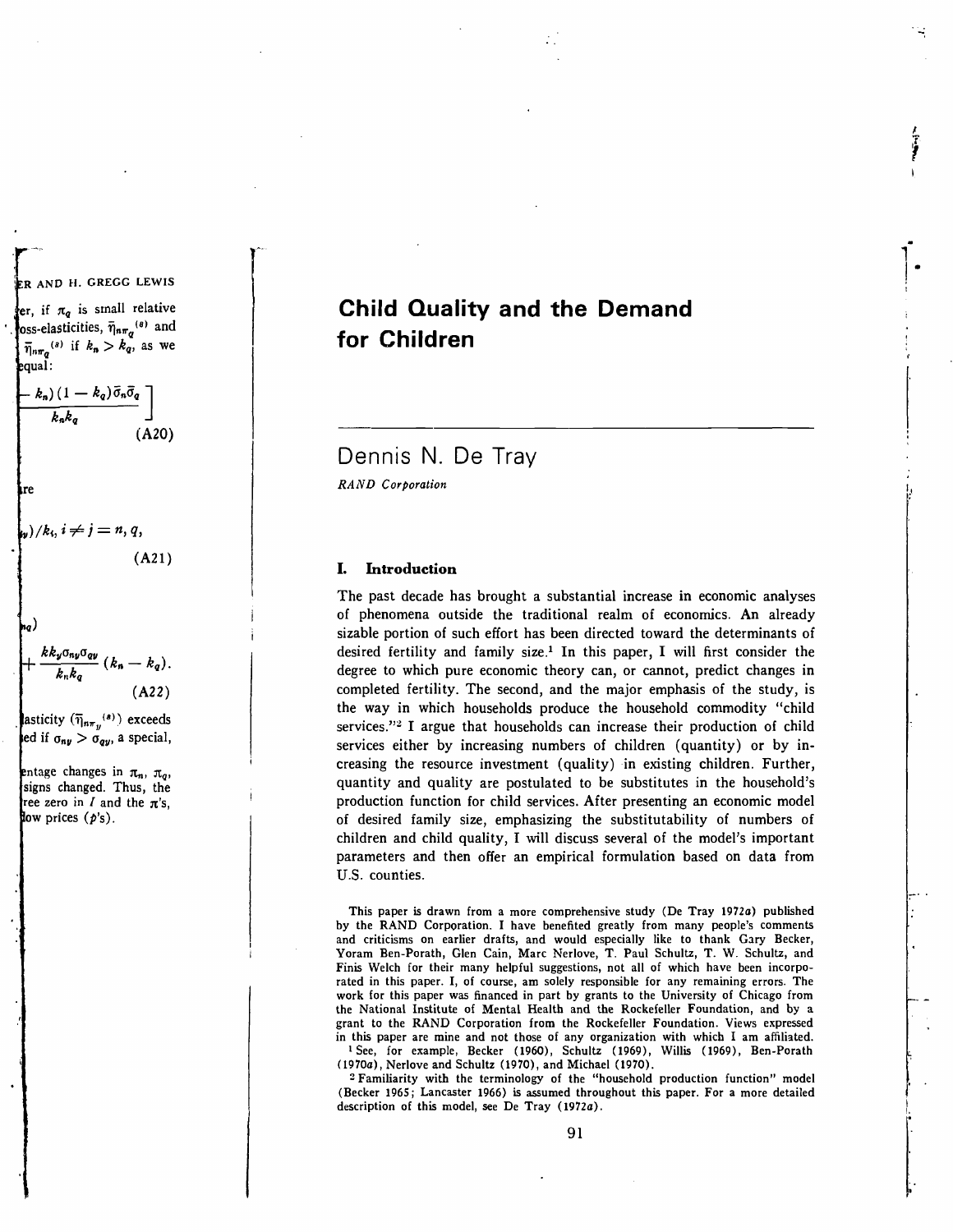# Child Quality and the Demand for Children

## Dennis N. De Tray

*RAND Corporation*

### I. Introduction

The past decade has brought a substantial increase in economic analyses of phenomena outside the traditional realm of economics. An already sizable portion of such effort has been directed toward the determinants of desired fertility and family size.[1] In this paper, I will first consider the degree to which pure economic theory can, or cannot, predict changes in completed fertility. The second, and the major emphasis of the study, is the way in which households produce the household commodity "child services."[2] I argue that households can increase their production of child services either by increasing numbers of children (quantity) or by increasing the resource investment (quality) in existing children. Further, quantity and quality are postulated to be substitutes in the household's production function for child services. After presenting an economic model of desired family size, emphasizing the substitutability of numbers of children and child quality, I will discuss several of the model's important parameters and then offer an empirical formulation based on data from U.S. counties.

This paper is drawn from a more comprehensive study (De Tray 1972*a*) published by the RAND Corporation. I have benefited greatly from many people's comments and criticisms on earlier drafts, and would especially like to thank Gary Becker, Yoram Ben-Porath, Glen Cain, Marc Nerlove, T. Paul Schultz, T. W. Schultz, and Finis Welch for their many helpful suggestions, not all of which have been incorporated in this paper. I, of course, am solely responsible for any remaining errors. The work for this paper was financed in part by grants to the University of Chicago from the National Institute of Mental Health and the Rockefeller Foundation, and by a grant to the RAND Corporation from the Rockefeller Foundation. Views expressed in this paper are mine and not those of any organization with which I am affiliated.

[1] See, for example, Becker (1960), Schultz (1969), Willis (1969), Ben-Porath (1970*a*), Nerlove and Schultz (1970), and Michael (1970).

[2] Familiarity with the terminology of the "household production function" model (Becker 1965; Lancaster 1966) is assumed throughout this paper. For a more detailed description of this model, see De Tray (1972*a*).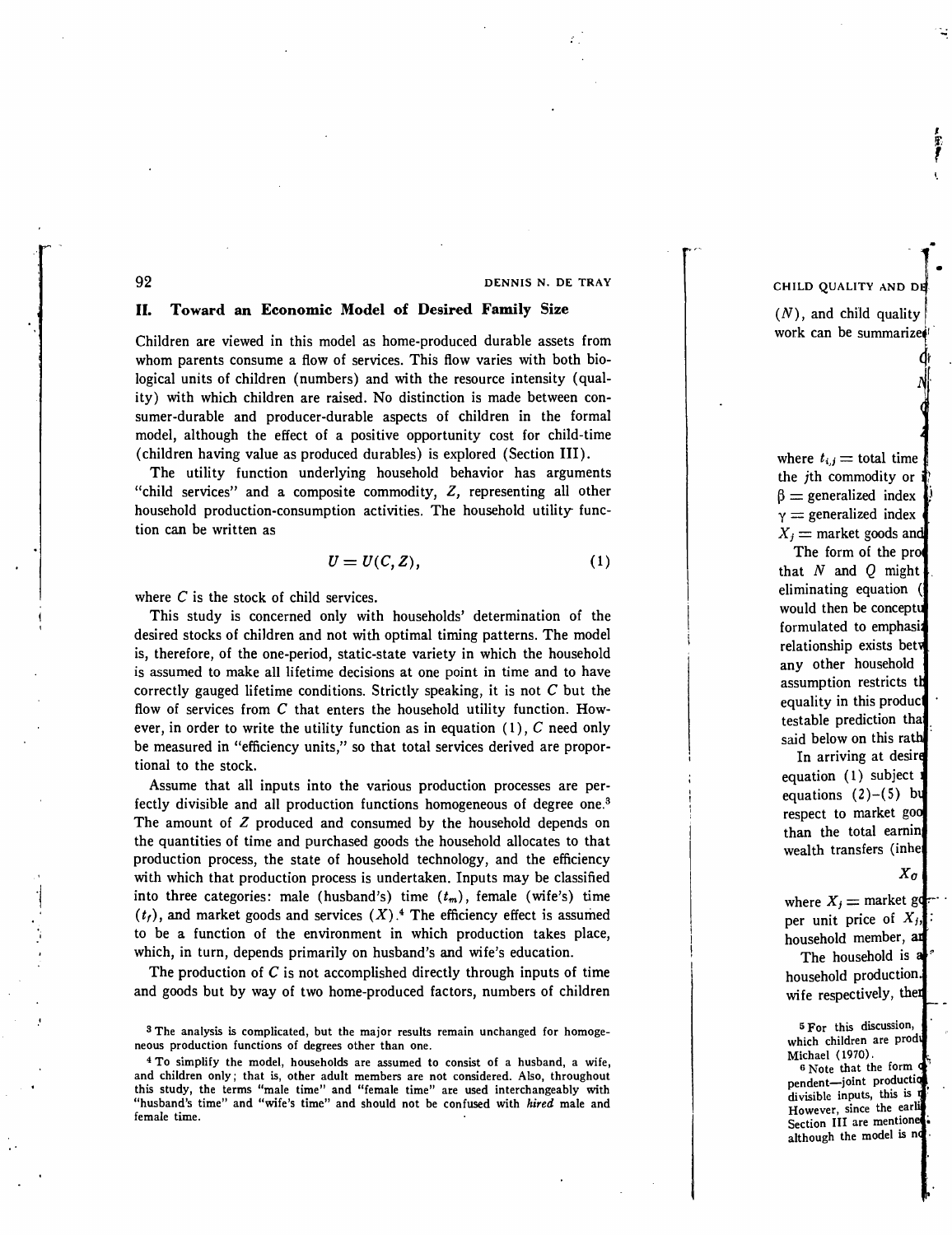## II. Toward an Economic Model of Desired Family Size

Children are viewed in this model as home-produced durable assets from whom parents consume a flow of services. This flow varies with both biological units of children (numbers) and with the resource intensity (quality) with which children are raised. No distinction is made between consumer-durable and producer-durable aspects of children in the formal model, although the effect of a positive opportunity cost for child-time (children having value as produced durables) is explored (Section III).

The utility function underlying household behavior has arguments "child services" and a composite commodity, $Z$, representing all other household production-consumption activities. The household utility function can be written as

$$U = U(C, Z), \tag{1}$$

where $C$ is the stock of child services.

This study is concerned only with households' determination of the desired stocks of children and not with optimal timing patterns. The model is, therefore, of the one-period, static-state variety in which the household is assumed to make all lifetime decisions at one point in time and to have correctly gauged lifetime conditions. Strictly speaking, it is not $C$ but the flow of services from $C$ that enters the household utility function. However, in order to write the utility function as in equation (1), $C$ need only be measured in "efficiency units," so that total services derived are proportional to the stock.

Assume that all inputs into the various production processes are perfectly divisible and all production functions homogeneous of degree one.[3] The amount of $Z$ produced and consumed by the household depends on the quantities of time and purchased goods the household allocates to that production process, the state of household technology, and the efficiency with which that production process is undertaken. Inputs may be classified into three categories: male (husband's) time ($t_m$), female (wife's) time ($t_f$), and market goods and services ($X$).[4] The efficiency effect is assumed to be a function of the environment in which production takes place, which, in turn, depends primarily on husband's and wife's education.

The production of $C$ is not accomplished directly through inputs of time and goods but by way of two home-produced factors, numbers of children

[3] The analysis is complicated, but the major results remain unchanged for homogeneous production functions of degrees other than one.

[4] To simplify the model, households are assumed to consist of a husband, a wife, and children only; that is, other adult members are not considered. Also, throughout this study, the terms "male time" and "female time" are used interchangeably with "husband's time" and "wife's time" and should not be confused with *hired* male and female time.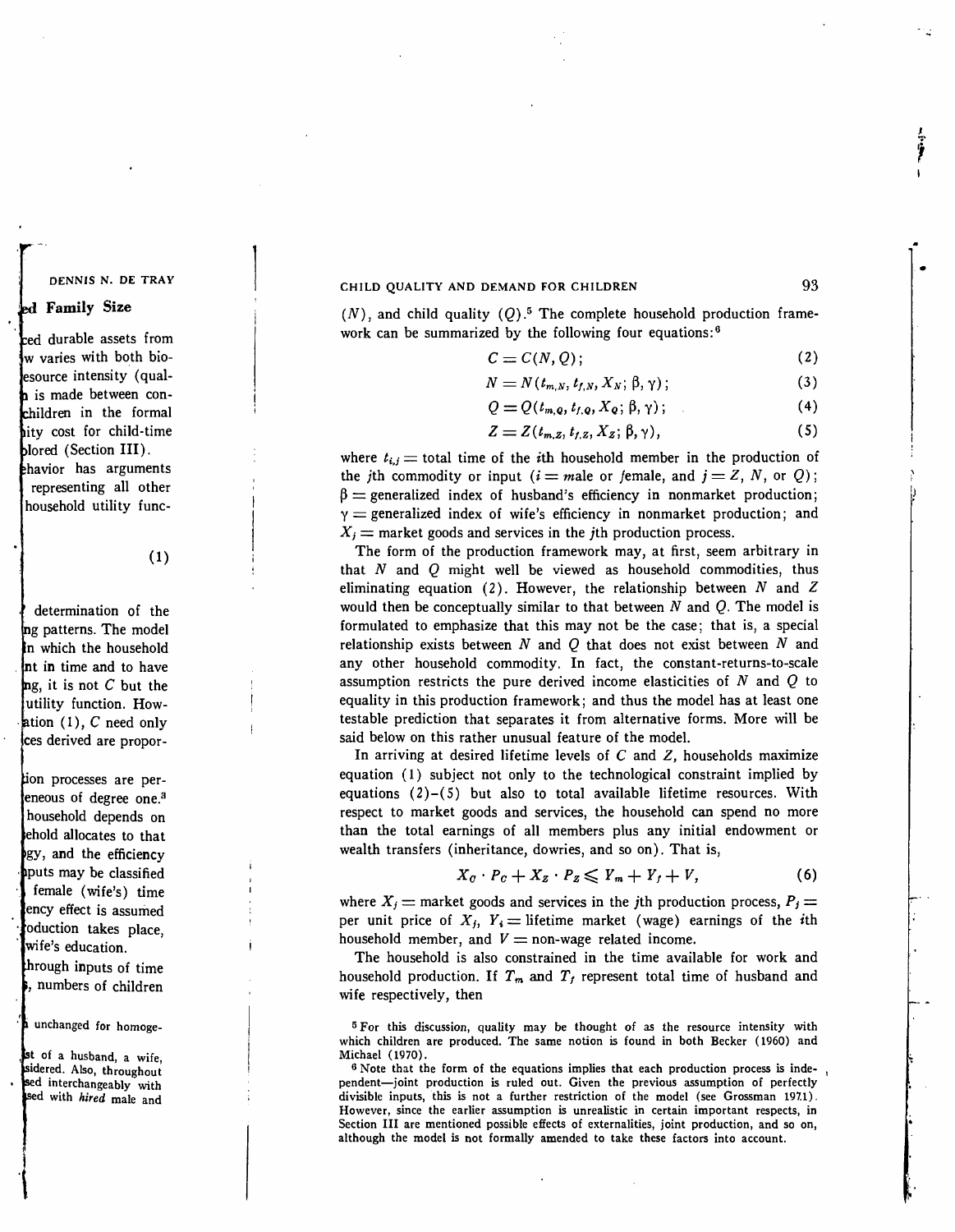($N$), and child quality ($Q$).[5] The complete household production framework can be summarized by the following four equations:[6]

$$C = C(N, Q); \tag{2}$$

$$N = N(t_{m,N}, t_{f,N}, X_N; \beta, \gamma); \tag{3}$$

$$Q = Q(t_{m,Q}, t_{f,Q}, X_Q; \beta, \gamma); \tag{4}$$

$$Z = Z(t_{m,Z}, t_{f,Z}, X_Z; \beta, \gamma), \tag{5}$$

where $t_{i,j}$ = total time of the $i$th household member in the production of the $j$th commodity or input ($i$ = *m*ale or *f*emale, and $j = Z$, $N$, or $Q$); $\beta$ = generalized index of husband's efficiency in nonmarket production; $\gamma$ = generalized index of wife's efficiency in nonmarket production; and $X_j$ = market goods and services in the $j$th production process.

The form of the production framework may, at first, seem arbitrary in that $N$ and $Q$ might well be viewed as household commodities, thus eliminating equation (2). However, the relationship between $N$ and $Z$ would then be conceptually similar to that between $N$ and $Q$. The model is formulated to emphasize that this may not be the case; that is, a special relationship exists between $N$ and $Q$ that does not exist between $N$ and any other household commodity. In fact, the constant-returns-to-scale assumption restricts the pure derived income elasticities of $N$ and $Q$ to equality in this production framework; and thus the model has at least one testable prediction that separates it from alternative forms. More will be said below on this rather unusual feature of the model.

In arriving at desired lifetime levels of $C$ and $Z$, households maximize equation (1) subject not only to the technological constraint implied by equations (2)–(5) but also to total available lifetime resources. With respect to market goods and services, the household can spend no more than the total earnings of all members plus any initial endowment or wealth transfers (inheritance, dowries, and so on). That is,

$$X_C \cdot P_C + X_Z \cdot P_Z \leqslant Y_m + Y_f + V, \tag{6}$$

where $X_j$ = market goods and services in the $j$th production process, $P_j$ = per unit price of $X_j$, $Y_i$ = lifetime market (wage) earnings of the $i$th household member, and $V$ = non-wage related income.

The household is also constrained in the time available for work and household production. If $T_m$ and $T_f$ represent total time of husband and wife respectively, then

[5] For this discussion, quality may be thought of as the resource intensity with which children are produced. The same notion is found in both Becker (1960) and Michael (1970).

[6] Note that the form of the equations implies that each production process is independent—joint production is ruled out. Given the previous assumption of perfectly divisible inputs, this is not a further restriction of the model (see Grossman 1971). However, since the earlier assumption is unrealistic in certain important respects, in Section III are mentioned possible effects of externalities, joint production, and so on, although the model is not formally amended to take these factors into account.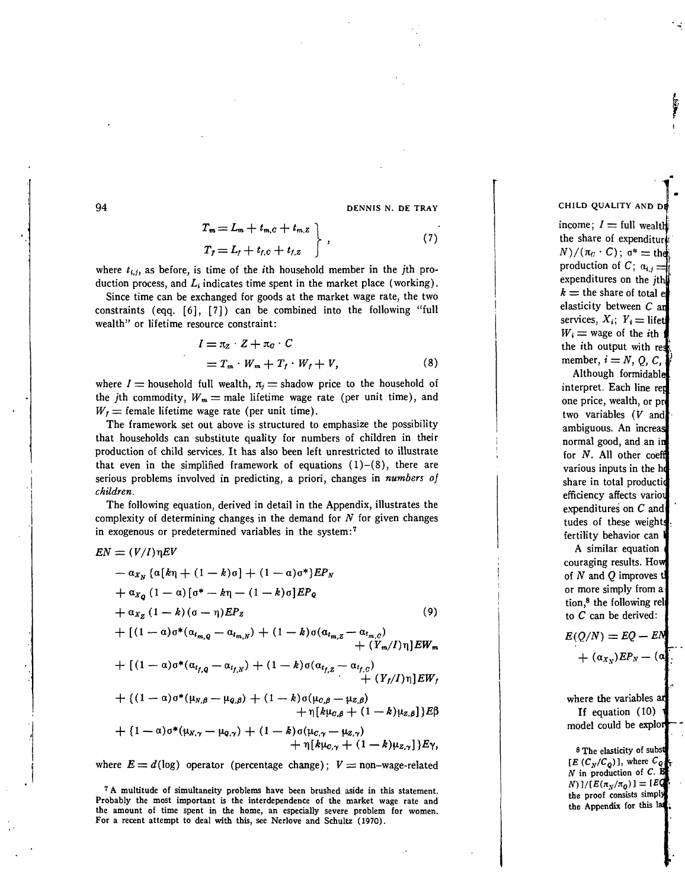$$
\left.\begin{aligned}
T_m &= L_m + t_{m,C} + t_{m,Z} \\
T_f &= L_f + t_{f,C} + t_{f,Z}
\end{aligned}\right\}, \tag{7}
$$

where $t_{i,j}$, as before, is time of the $i$th household member in the $j$th production process, and $L_i$ indicates time spent in the market place (working).

Since time can be exchanged for goods at the market wage rate, the two constraints (eqq. [6], [7]) can be combined into the following "full wealth" or lifetime resource constraint:

$$
\begin{aligned}
I &= \pi_Z \cdot Z + \pi_C \cdot C \\
&= T_m \cdot W_m + T_f \cdot W_f + V,
\end{aligned} \tag{8}
$$

where $I$ = household full wealth, $\pi_j$ = shadow price to the household of the $j$th commodity, $W_m$ = male lifetime wage rate (per unit time), and $W_f$ = female lifetime wage rate (per unit time).

The framework set out above is structured to emphasize the possibility that households can substitute quality for numbers of children in their production of child services. It has also been left unrestricted to illustrate that even in the simplified framework of equations (1)–(8), there are serious problems involved in predicting, a priori, changes in *numbers of children*.

The following equation, derived in detail in the Appendix, illustrates the complexity of determining changes in the demand for $N$ for given changes in exogenous or predetermined variables in the system:[7]

$$
\begin{aligned}
EN &= (V/I)\eta EV \\
&\quad - \alpha_{X_N}\{\alpha[k\eta + (1-k)\sigma] + (1-\alpha)\sigma^*\}EP_N \\
&\quad + \alpha_{X_Q}(1-\alpha)[\sigma^* - k\eta - (1-k)\sigma]EP_Q \\
&\quad + \alpha_{X_Z}(1-k)(\sigma - \eta)EP_Z \\
&\quad + [(1-\alpha)\sigma^*(\alpha_{t_{m,Q}} - \alpha_{t_{m,N}}) + (1-k)\sigma(\alpha_{t_{m,Z}} - \alpha_{t_{m,C}}) \\
&\qquad\qquad + (Y_m/I)\eta]EW_m \\
&\quad + [(1-\alpha)\sigma^*(\alpha_{t_{f,Q}} - \alpha_{t_{f,N}}) + (1-k)\sigma(\alpha_{t_{f,Z}} - \alpha_{t_{f,C}}) \\
&\qquad\qquad + (Y_f/I)\eta]EW_f \\
&\quad + \{(1-\alpha)\sigma^*(\mu_{N,\beta} - \mu_{Q,\beta}) + (1-k)\sigma(\mu_{C,\beta} - \mu_{Z,\beta}) \\
&\qquad\qquad + \eta[k\mu_{C,\beta} + (1-k)\mu_{Z,\beta}]\}E\beta \\
&\quad + \{(1-\alpha)\sigma^*(\mu_{N,\gamma} - \mu_{Q,\gamma}) + (1-k)\sigma(\mu_{C,\gamma} - \mu_{Z,\gamma}) \\
&\qquad\qquad + \eta[k\mu_{C,\gamma} + (1-k)\mu_{Z,\gamma}]\}E\gamma,
\end{aligned} \tag{9}
$$

where $E = d(\log)$ operator (percentage change); $V$ = non–wage-related

[7] A multitude of simultaneity problems have been brushed aside in this statement. Probably the most important is the interdependence of the market wage rate and the amount of time spent in the home, an especially severe problem for women. For a recent attempt to deal with this, see Nerlove and Schultz (1970).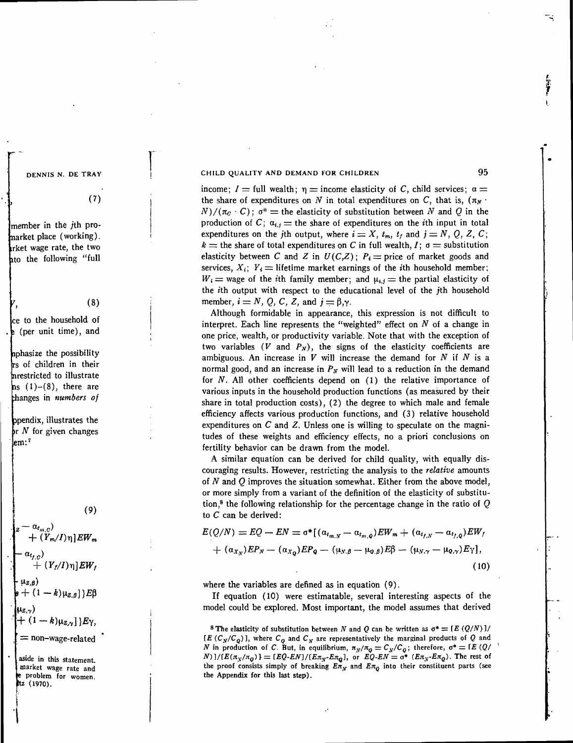income; $I$ = full wealth; $\eta$ = income elasticity of $C$, child services; $\alpha$ = the share of expenditures on $N$ in total expenditures on $C$, that is, $(\pi_N \cdot N)/(\pi_C \cdot C)$; $\sigma^*$ = the elasticity of substitution between $N$ and $Q$ in the production of $C$; $\alpha_{i,j}$ = the share of expenditures on the $i$th input in total expenditures on the $j$th output, where $i = X$, $t_m$, $t_f$ and $j = N, Q, Z, C$; $k$ = the share of total expenditures on $C$ in full wealth, $I$; $\sigma$ = substitution elasticity between $C$ and $Z$ in $U(C,Z)$; $P_i$ = price of market goods and services, $X_i$; $Y_i$ = lifetime market earnings of the $i$th household member; $W_i$ = wage of the $i$th family member; and $\mu_{i,j}$ = the partial elasticity of the $i$th output with respect to the educational level of the $j$th household member, $i = N, Q, C, Z$, and $j = \beta, \gamma$.

Although formidable in appearance, this expression is not difficult to interpret. Each line represents the "weighted" effect on $N$ of a change in one price, wealth, or productivity variable. Note that with the exception of two variables ($V$ and $P_N$), the signs of the elasticity coefficients are ambiguous. An increase in $V$ will increase the demand for $N$ if $N$ is a normal good, and an increase in $P_N$ will lead to a reduction in the demand for $N$. All other coefficients depend on (1) the relative importance of various inputs in the household production functions (as measured by their share in total production costs), (2) the degree to which male and female efficiency affects various production functions, and (3) relative household expenditures on $C$ and $Z$. Unless one is willing to speculate on the magnitudes of these weights and efficiency effects, no a priori conclusions on fertility behavior can be drawn from the model.

A similar equation can be derived for child quality, with equally discouraging results. However, restricting the analysis to the *relative* amounts of $N$ and $Q$ improves the situation somewhat. Either from the above model, or more simply from a variant of the definition of the elasticity of substitution,[8] the following relationship for the percentage change in the ratio of $Q$ to $C$ can be derived:

$$E(Q/N) = EQ - EN = \sigma^*[(\alpha_{t_{m,N}} - \alpha_{t_{m,Q}})EW_m + (\alpha_{t_{f,N}} - \alpha_{t_{f,Q}})EW_f + (\alpha_{X_N})EP_N - (\alpha_{X_Q})EP_Q - (\mu_{N,\beta} - \mu_{Q,\beta})E\beta - (\mu_{N,\gamma} - \mu_{Q,\gamma})E\gamma], \tag{10}$$

where the variables are defined as in equation (9).

If equation (10) were estimatable, several interesting aspects of the model could be explored. Most important, the model assumes that derived

[8] The elasticity of substitution between $N$ and $Q$ can be written as $\sigma^* = [E(Q/N)]/[E(C_N/C_Q)]$, where $C_Q$ and $C_N$ are representatively the marginal products of $Q$ and $N$ in production of $C$. But, in equilibrium, $\pi_N/\pi_Q = C_N/C_Q$; therefore, $\sigma^* = [E(Q/N)]/[E(\pi_N/\pi_Q)] = [EQ\text{-}EN]/[E\pi_N\text{-}E\pi_Q]$, or $EQ\text{-}EN = \sigma^*(E\pi_N\text{-}E\pi_Q)$. The rest of the proof consists simply of breaking $E\pi_N$ and $E\pi_Q$ into their constituent parts (see the Appendix for this last step).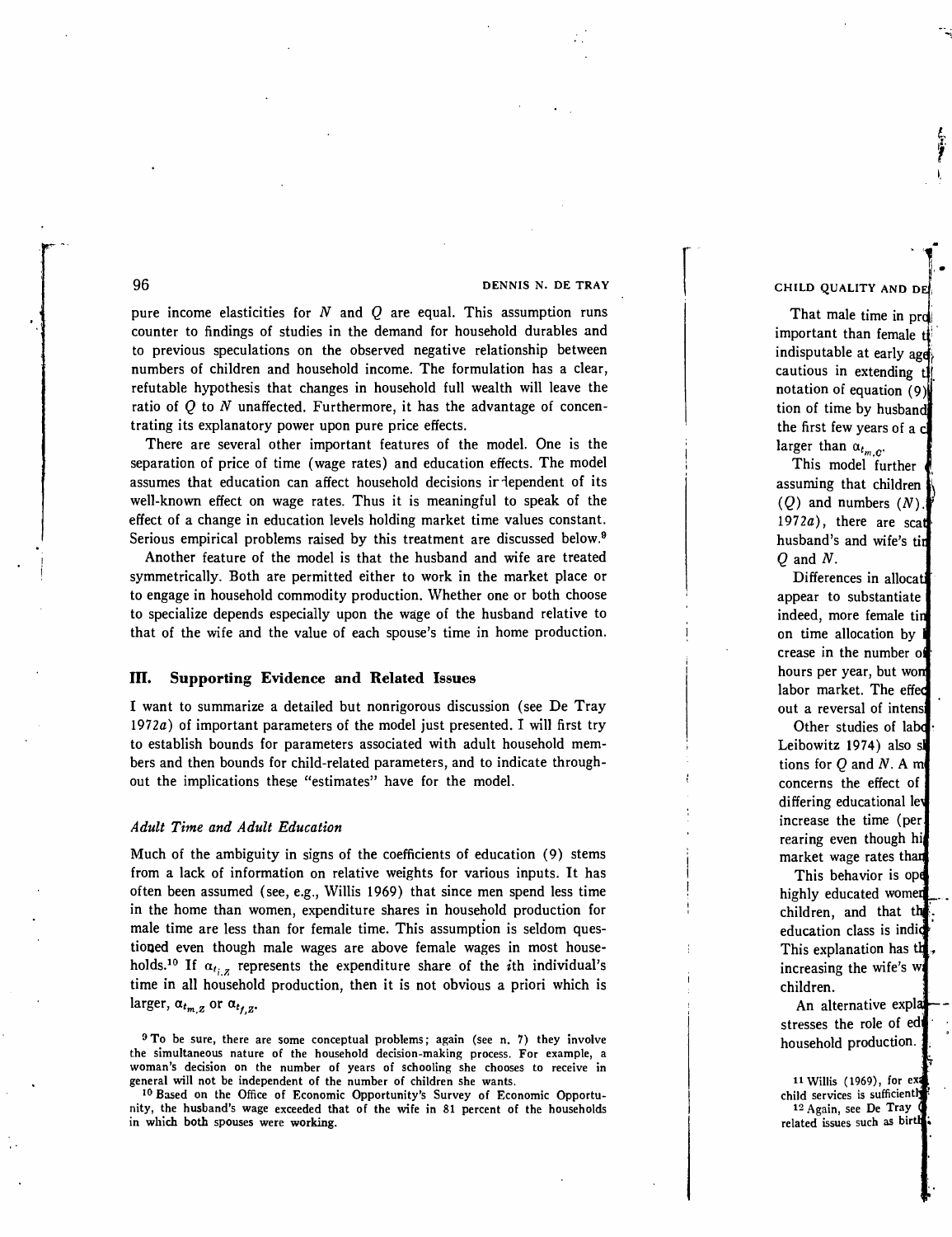pure income elasticities for $N$ and $Q$ are equal. This assumption runs counter to findings of studies in the demand for household durables and to previous speculations on the observed negative relationship between numbers of children and household income. The formulation has a clear, refutable hypothesis that changes in household full wealth will leave the ratio of $Q$ to $N$ unaffected. Furthermore, it has the advantage of concentrating its explanatory power upon pure price effects.

There are several other important features of the model. One is the separation of price of time (wage rates) and education effects. The model assumes that education can affect household decisions independent of its well-known effect on wage rates. Thus it is meaningful to speak of the effect of a change in education levels holding market time values constant. Serious empirical problems raised by this treatment are discussed below.[9]

Another feature of the model is that the husband and wife are treated symmetrically. Both are permitted either to work in the market place or to engage in household commodity production. Whether one or both choose to specialize depends especially upon the wage of the husband relative to that of the wife and the value of each spouse's time in home production.

## III. Supporting Evidence and Related Issues

I want to summarize a detailed but nonrigorous discussion (see De Tray 1972*a*) of important parameters of the model just presented. I will first try to establish bounds for parameters associated with adult household members and then bounds for child-related parameters, and to indicate throughout the implications these "estimates" have for the model.

### *Adult Time and Adult Education*

Much of the ambiguity in signs of the coefficients of education (9) stems from a lack of information on relative weights for various inputs. It has often been assumed (see, e.g., Willis 1969) that since men spend less time in the home than women, expenditure shares in household production for male time are less than for female time. This assumption is seldom questioned even though male wages are above female wages in most households.[10] If $\alpha_{t_i,Z}$ represents the expenditure share of the $i$th individual's time in all household production, then it is not obvious a priori which is larger, $\alpha_{t_m,Z}$ or $\alpha_{t_f,Z}$.

[9] To be sure, there are some conceptual problems; again (see n. 7) they involve the simultaneous nature of the household decision-making process. For example, a woman's decision on the number of years of schooling she chooses to receive in general will not be independent of the number of children she wants.

[10] Based on the Office of Economic Opportunity's Survey of Economic Opportunity, the husband's wage exceeded that of the wife in 81 percent of the households in which both spouses were working.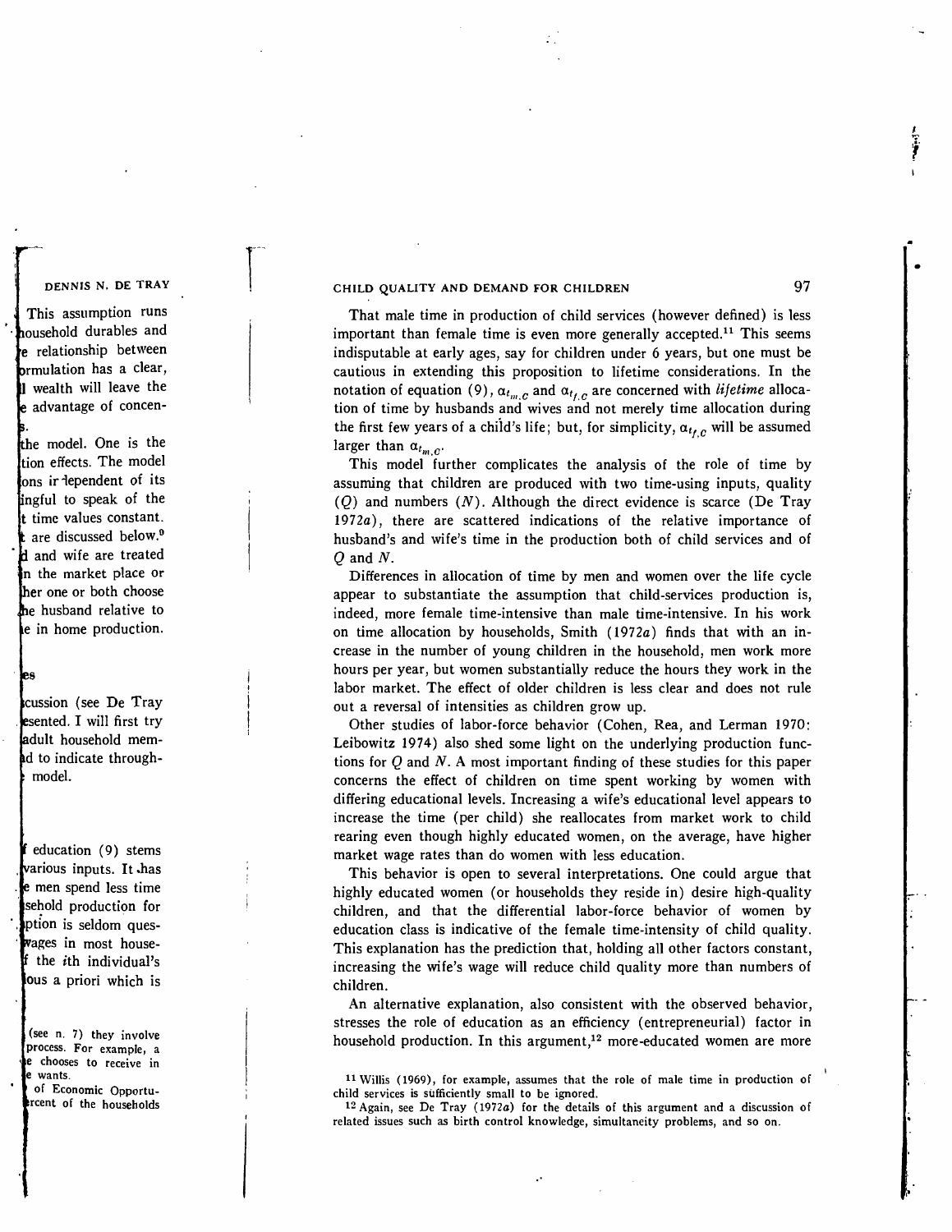That male time in production of child services (however defined) is less important than female time is even more generally accepted.[11] This seems indisputable at early ages, say for children under 6 years, but one must be cautious in extending this proposition to lifetime considerations. In the notation of equation (9), $\alpha_{t_{m},C}$ and $\alpha_{t_{f},C}$ are concerned with *lifetime* allocation of time by husbands and wives and not merely time allocation during the first few years of a child's life; but, for simplicity, $\alpha_{t_{f},C}$ will be assumed larger than $\alpha_{t_{m},C}$.

This model further complicates the analysis of the role of time by assuming that children are produced with two time-using inputs, quality ($Q$) and numbers ($N$). Although the direct evidence is scarce (De Tray 1972*a*), there are scattered indications of the relative importance of husband's and wife's time in the production both of child services and of $Q$ and $N$.

Differences in allocation of time by men and women over the life cycle appear to substantiate the assumption that child-services production is, indeed, more female time-intensive than male time-intensive. In his work on time allocation by households, Smith (1972*a*) finds that with an increase in the number of young children in the household, men work more hours per year, but women substantially reduce the hours they work in the labor market. The effect of older children is less clear and does not rule out a reversal of intensities as children grow up.

Other studies of labor-force behavior (Cohen, Rea, and Lerman 1970; Leibowitz 1974) also shed some light on the underlying production functions for $Q$ and $N$. A most important finding of these studies for this paper concerns the effect of children on time spent working by women with differing educational levels. Increasing a wife's educational level appears to increase the time (per child) she reallocates from market work to child rearing even though highly educated women, on the average, have higher market wage rates than do women with less education.

This behavior is open to several interpretations. One could argue that highly educated women (or households they reside in) desire high-quality children, and that the differential labor-force behavior of women by education class is indicative of the female time-intensity of child quality. This explanation has the prediction that, holding all other factors constant, increasing the wife's wage will reduce child quality more than numbers of children.

An alternative explanation, also consistent with the observed behavior, stresses the role of education as an efficiency (entrepreneurial) factor in household production. In this argument,[12] more-educated women are more

[11] Willis (1969), for example, assumes that the role of male time in production of child services is sufficiently small to be ignored.

[12] Again, see De Tray (1972*a*) for the details of this argument and a discussion of related issues such as birth control knowledge, simultaneity problems, and so on.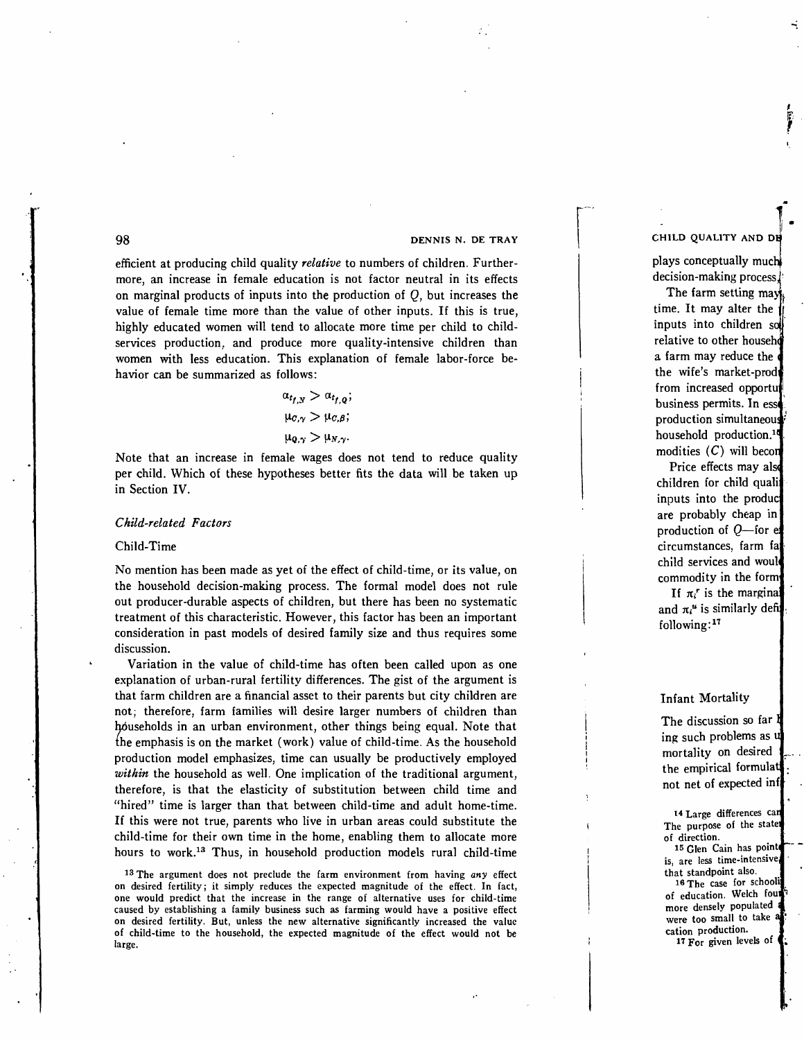efficient at producing child quality *relative* to numbers of children. Furthermore, an increase in female education is not factor neutral in its effects on marginal products of inputs into the production of $Q$, but increases the value of female time more than the value of other inputs. If this is true, highly educated women will tend to allocate more time per child to child-services production, and produce more quality-intensive children than women with less education. This explanation of female labor-force behavior can be summarized as follows:

$$\alpha_{t_f,N} > \alpha_{t_f,Q};$$

$$\mu_{C,\gamma} > \mu_{C,\beta};$$

$$\mu_{Q,\gamma} > \mu_{N,\gamma}.$$

Note that an increase in female wages does not tend to reduce quality per child. Which of these hypotheses better fits the data will be taken up in Section IV.

### *Child-related Factors*

#### Child-Time

No mention has been made as yet of the effect of child-time, or its value, on the household decision-making process. The formal model does not rule out producer-durable aspects of children, but there has been no systematic treatment of this characteristic. However, this factor has been an important consideration in past models of desired family size and thus requires some discussion.

Variation in the value of child-time has often been called upon as one explanation of urban-rural fertility differences. The gist of the argument is that farm children are a financial asset to their parents but city children are not; therefore, farm families will desire larger numbers of children than households in an urban environment, other things being equal. Note that the emphasis is on the market (work) value of child-time. As the household production model emphasizes, time can usually be productively employed *within* the household as well. One implication of the traditional argument, therefore, is that the elasticity of substitution between child time and "hired" time is larger than that between child-time and adult home-time. If this were not true, parents who live in urban areas could substitute the child-time for their own time in the home, enabling them to allocate more hours to work.[13] Thus, in household production models rural child-time

[13] The argument does not preclude the farm environment from having *any* effect on desired fertility; it simply reduces the expected magnitude of the effect. In fact, one would predict that the increase in the range of alternative uses for child-time caused by establishing a family business such as farming would have a positive effect on desired fertility. But, unless the new alternative significantly increased the value of child-time to the household, the expected magnitude of the effect would not be large.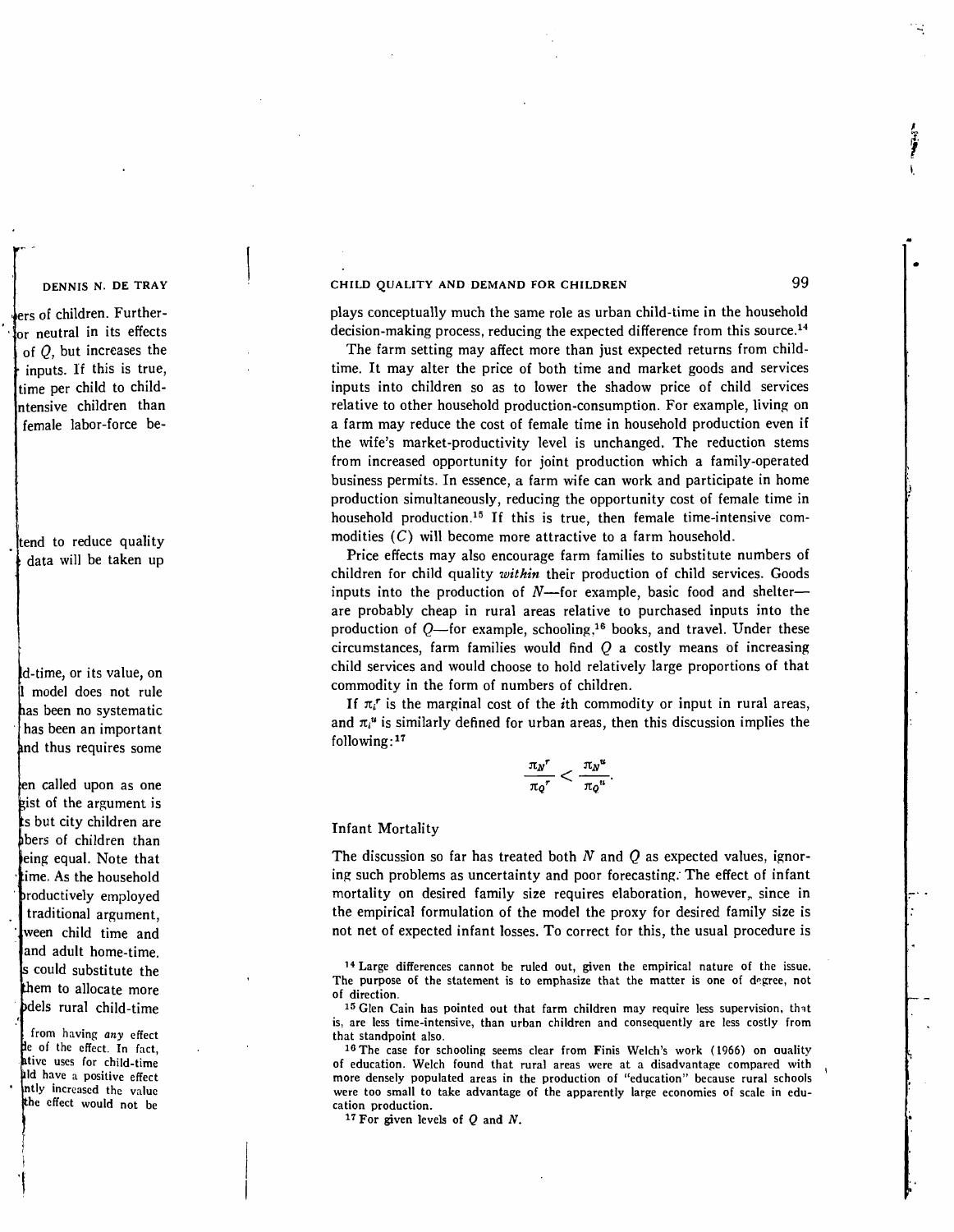plays conceptually much the same role as urban child-time in the household decision-making process, reducing the expected difference from this source.[14]

The farm setting may affect more than just expected returns from child-time. It may alter the price of both time and market goods and services inputs into children so as to lower the shadow price of child services relative to other household production-consumption. For example, living on a farm may reduce the cost of female time in household production even if the wife's market-productivity level is unchanged. The reduction stems from increased opportunity for joint production which a family-operated business permits. In essence, a farm wife can work and participate in home production simultaneously, reducing the opportunity cost of female time in household production.[15] If this is true, then female time-intensive commodities ($C$) will become more attractive to a farm household.

Price effects may also encourage farm families to substitute numbers of children for child quality *within* their production of child services. Goods inputs into the production of $N$—for example, basic food and shelter—are probably cheap in rural areas relative to purchased inputs into the production of $Q$—for example, schooling,[16] books, and travel. Under these circumstances, farm families would find $Q$ a costly means of increasing child services and would choose to hold relatively large proportions of that commodity in the form of numbers of children.

If $\pi_i^r$ is the marginal cost of the $i$th commodity or input in rural areas, and $\pi_i^u$ is similarly defined for urban areas, then this discussion implies the following:[17]

$$\frac{\pi_N^r}{\pi_Q^r} < \frac{\pi_N^u}{\pi_Q^u}.$$

### Infant Mortality

The discussion so far has treated both $N$ and $Q$ as expected values, ignoring such problems as uncertainty and poor forecasting. The effect of infant mortality on desired family size requires elaboration, however, since in the empirical formulation of the model the proxy for desired family size is not net of expected infant losses. To correct for this, the usual procedure is

[14] Large differences cannot be ruled out, given the empirical nature of the issue. The purpose of the statement is to emphasize that the matter is one of degree, not of direction.

[15] Glen Cain has pointed out that farm children may require less supervision, that is, are less time-intensive, than urban children and consequently are less costly from that standpoint also.

[16] The case for schooling seems clear from Finis Welch's work (1966) on quality of education. Welch found that rural areas were at a disadvantage compared with more densely populated areas in the production of "education" because rural schools were too small to take advantage of the apparently large economies of scale in education production.

[17] For given levels of $Q$ and $N$.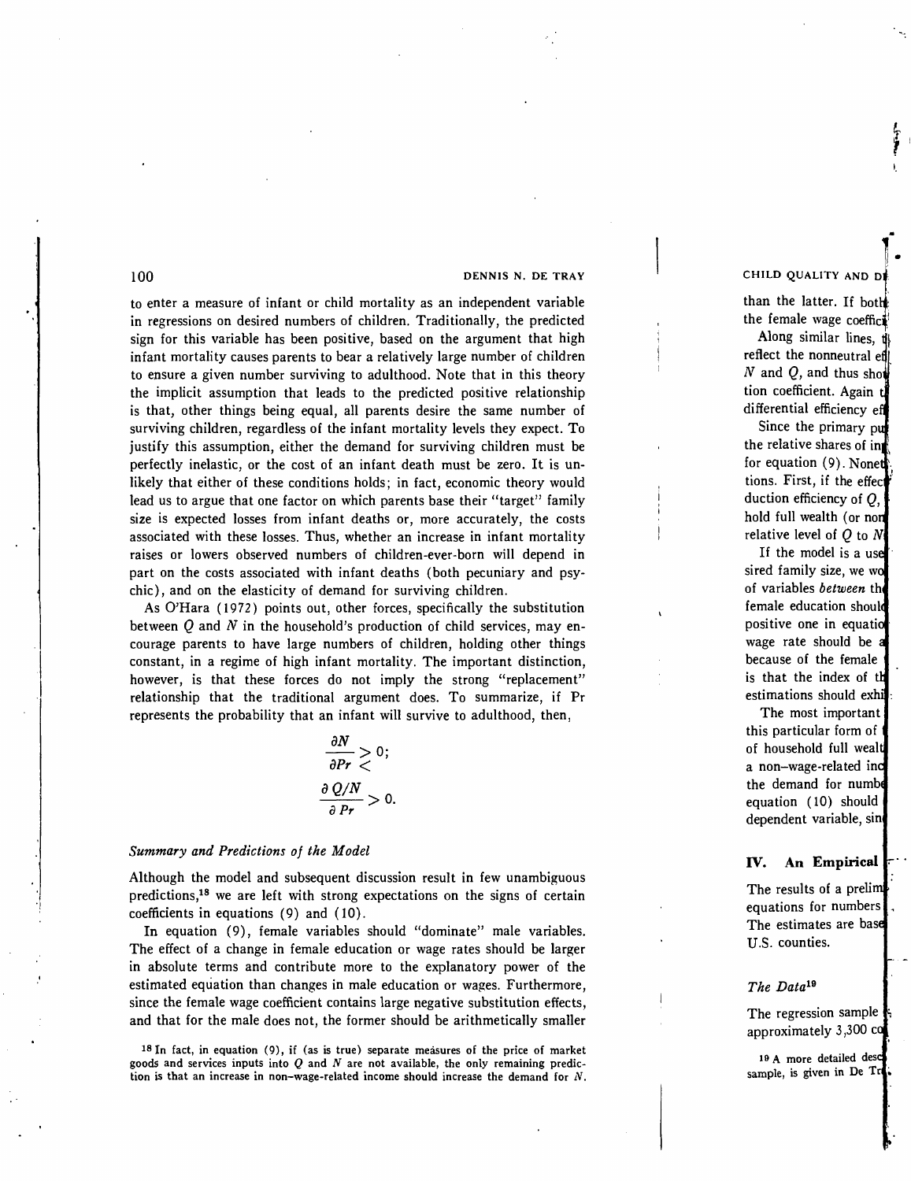to enter a measure of infant or child mortality as an independent variable in regressions on desired numbers of children. Traditionally, the predicted sign for this variable has been positive, based on the argument that high infant mortality causes parents to bear a relatively large number of children to ensure a given number surviving to adulthood. Note that in this theory the implicit assumption that leads to the predicted positive relationship is that, other things being equal, all parents desire the same number of surviving children, regardless of the infant mortality levels they expect. To justify this assumption, either the demand for surviving children must be perfectly inelastic, or the cost of an infant death must be zero. It is unlikely that either of these conditions holds; in fact, economic theory would lead us to argue that one factor on which parents base their "target" family size is expected losses from infant deaths or, more accurately, the costs associated with these losses. Thus, whether an increase in infant mortality raises or lowers observed numbers of children-ever-born will depend in part on the costs associated with infant deaths (both pecuniary and psychic), and on the elasticity of demand for surviving children.

As O'Hara (1972) points out, other forces, specifically the substitution between $Q$ and $N$ in the household's production of child services, may encourage parents to have large numbers of children, holding other things constant, in a regime of high infant mortality. The important distinction, however, is that these forces do not imply the strong "replacement" relationship that the traditional argument does. To summarize, if $Pr$ represents the probability that an infant will survive to adulthood, then,

$$\frac{\partial N}{\partial Pr} \gtrless 0;$$

$$\frac{\partial Q/N}{\partial Pr} > 0.$$

### *Summary and Predictions of the Model*

Although the model and subsequent discussion result in few unambiguous predictions,[18] we are left with strong expectations on the signs of certain coefficients in equations (9) and (10).

In equation (9), female variables should "dominate" male variables. The effect of a change in female education or wage rates should be larger in absolute terms and contribute more to the explanatory power of the estimated equation than changes in male education or wages. Furthermore, since the female wage coefficient contains large negative substitution effects, and that for the male does not, the former should be arithmetically smaller

[18] In fact, in equation (9), if (as is true) separate measures of the price of market goods and services inputs into $Q$ and $N$ are not available, the only remaining prediction is that an increase in non-wage-related income should increase the demand for $N$.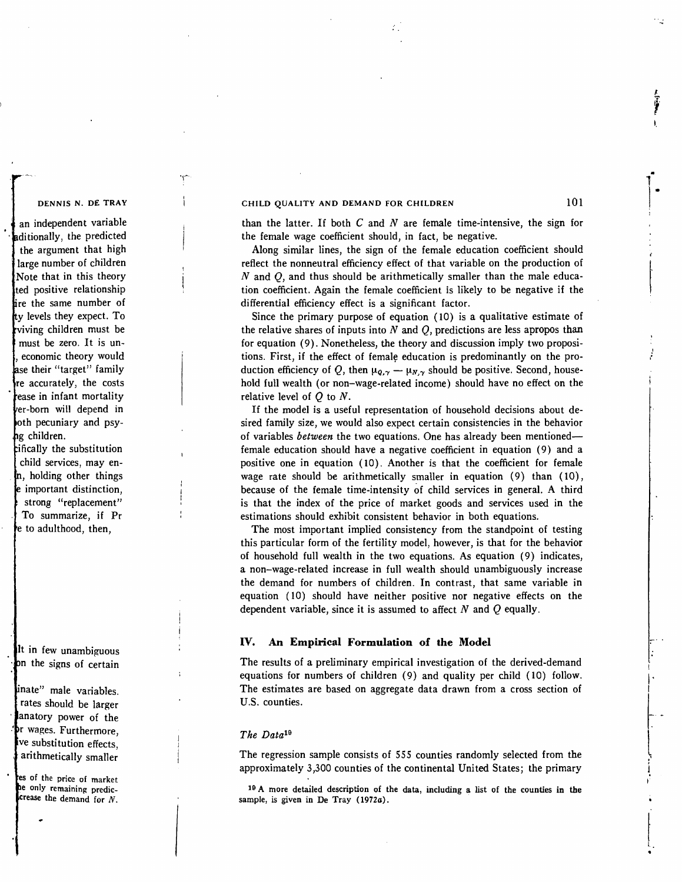than the latter. If both $C$ and $N$ are female time-intensive, the sign for the female wage coefficient should, in fact, be negative.

Along similar lines, the sign of the female education coefficient should reflect the nonneutral efficiency effect of that variable on the production of $N$ and $Q$, and thus should be arithmetically smaller than the male education coefficient. Again the female coefficient is likely to be negative if the differential efficiency effect is a significant factor.

Since the primary purpose of equation (10) is a qualitative estimate of the relative shares of inputs into $N$ and $Q$, predictions are less apropos than for equation (9). Nonetheless, the theory and discussion imply two propositions. First, if the effect of female education is predominantly on the production efficiency of $Q$, then $\mu_{Q,\gamma} - \mu_{N,\gamma}$ should be positive. Second, household full wealth (or non–wage-related income) should have no effect on the relative level of $Q$ to $N$.

If the model is a useful representation of household decisions about desired family size, we would also expect certain consistencies in the behavior of variables *between* the two equations. One has already been mentioned—female education should have a negative coefficient in equation (9) and a positive one in equation (10). Another is that the coefficient for female wage rate should be arithmetically smaller in equation (9) than (10), because of the female time-intensity of child services in general. A third is that the index of the price of market goods and services used in the estimations should exhibit consistent behavior in both equations.

The most important implied consistency from the standpoint of testing this particular form of the fertility model, however, is that for the behavior of household full wealth in the two equations. As equation (9) indicates, a non–wage-related increase in full wealth should unambiguously increase the demand for numbers of children. In contrast, that same variable in equation (10) should have neither positive nor negative effects on the dependent variable, since it is assumed to affect $N$ and $Q$ equally.

## IV. An Empirical Formulation of the Model

The results of a preliminary empirical investigation of the derived-demand equations for numbers of children (9) and quality per child (10) follow. The estimates are based on aggregate data drawn from a cross section of U.S. counties.

### *The Data*[19]

The regression sample consists of 555 counties randomly selected from the approximately 3,300 counties of the continental United States; the primary

[19] A more detailed description of the data, including a list of the counties in the sample, is given in De Tray (1972*a*).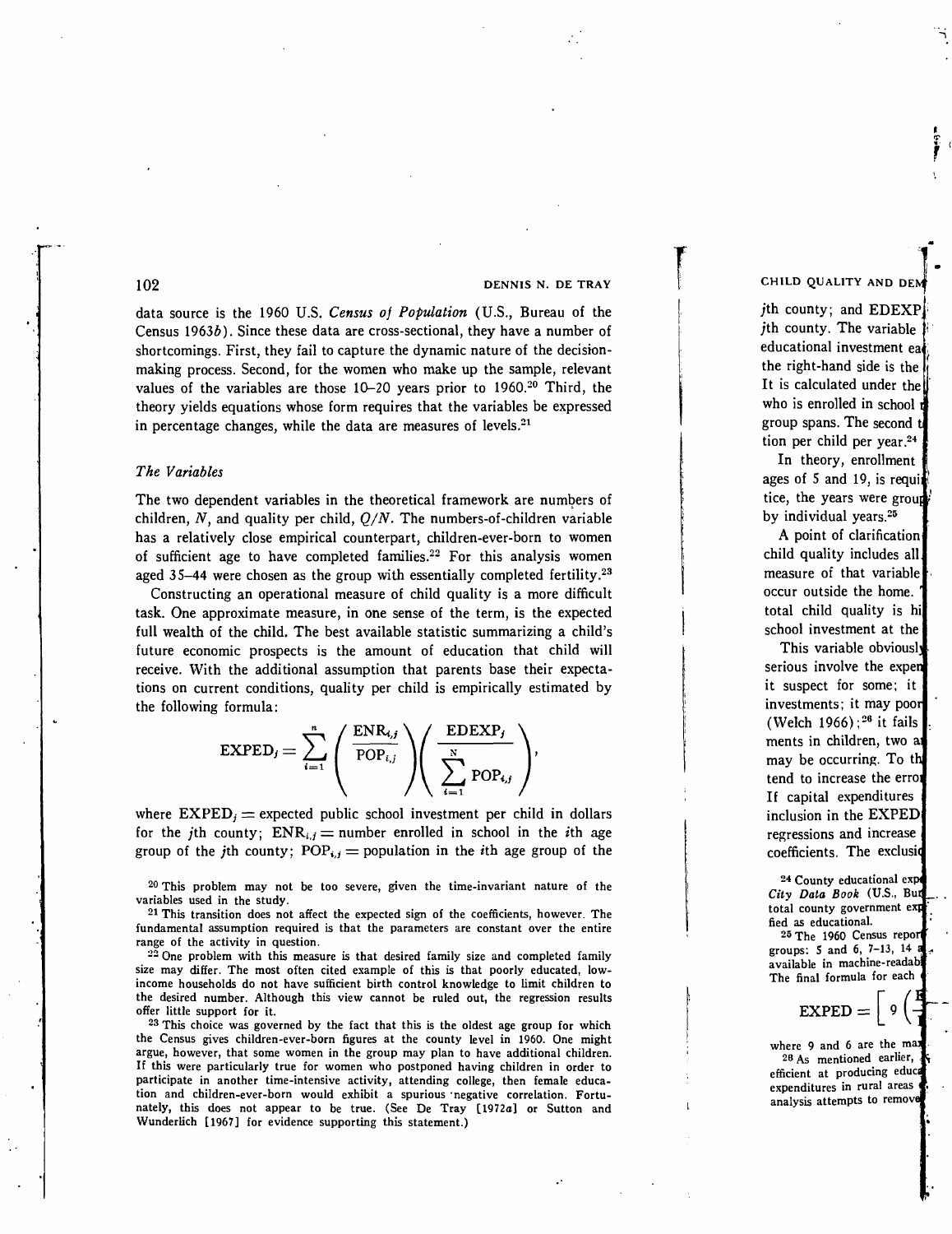data source is the 1960 U.S. *Census of Population* (U.S., Bureau of the Census 1963*b*). Since these data are cross-sectional, they have a number of shortcomings. First, they fail to capture the dynamic nature of the decision-making process. Second, for the women who make up the sample, relevant values of the variables are those 10–20 years prior to 1960.[20] Third, the theory yields equations whose form requires that the variables be expressed in percentage changes, while the data are measures of levels.[21]

### *The Variables*

The two dependent variables in the theoretical framework are numbers of children, $N$, and quality per child, $Q/N$. The numbers-of-children variable has a relatively close empirical counterpart, children-ever-born to women of sufficient age to have completed families.[22] For this analysis women aged 35–44 were chosen as the group with essentially completed fertility.[23]

Constructing an operational measure of child quality is a more difficult task. One approximate measure, in one sense of the term, is the expected full wealth of the child. The best available statistic summarizing a child's future economic prospects is the amount of education that child will receive. With the additional assumption that parents base their expectations on current conditions, quality per child is empirically estimated by the following formula:

$$\text{EXPED}_j = \sum_{i=1}^{n} \left( \frac{\text{ENR}_{i,j}}{\text{POP}_{i,j}} \right) \left( \frac{\text{EDEXP}_j}{\sum_{i=1}^{N} \text{POP}_{i,j}} \right),$$

where $\text{EXPED}_j$ = expected public school investment per child in dollars for the $j$th county; $\text{ENR}_{i,j}$ = number enrolled in school in the $i$th age group of the $j$th county; $\text{POP}_{i,j}$ = population in the $i$th age group of the

[20] This problem may not be too severe, given the time-invariant nature of the variables used in the study.

[21] This transition does not affect the expected sign of the coefficients, however. The fundamental assumption required is that the parameters are constant over the entire range of the activity in question.

[22] One problem with this measure is that desired family size and completed family size may differ. The most often cited example of this is that poorly educated, low-income households do not have sufficient birth control knowledge to limit children to the desired number. Although this view cannot be ruled out, the regression results offer little support for it.

[23] This choice was governed by the fact that this is the oldest age group for which the Census gives children-ever-born figures at the county level in 1960. One might argue, however, that some women in the group may plan to have additional children. If this were particularly true for women who postponed having children in order to participate in another time-intensive activity, attending college, then female education and children-ever-born would exhibit a spurious negative correlation. Fortunately, this does not appear to be true. (See De Tray [1972*a*] or Sutton and Wunderlich [1967] for evidence supporting this statement.)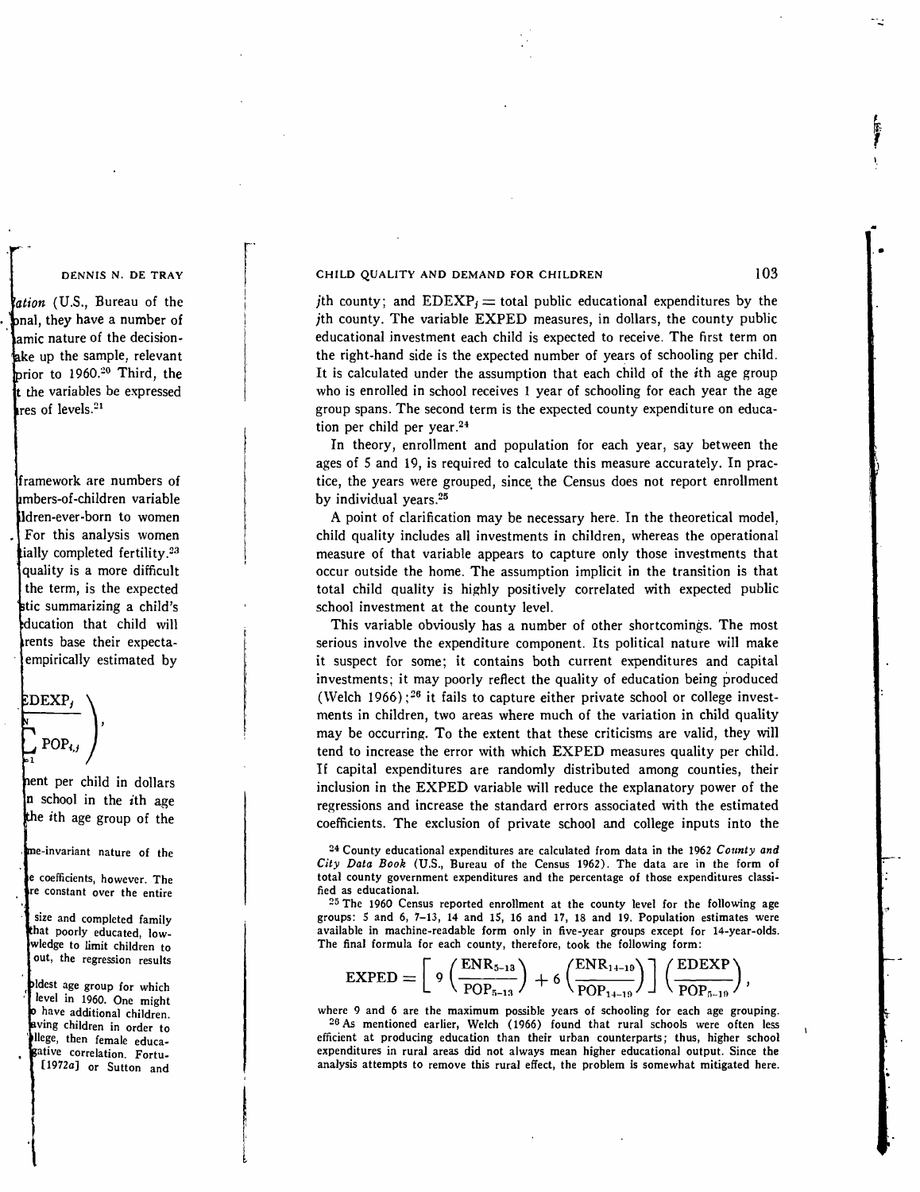$j$th county; and $\text{EDEXP}_j$ = total public educational expenditures by the $j$th county. The variable EXPED measures, in dollars, the county public educational investment each child is expected to receive. The first term on the right-hand side is the expected number of years of schooling per child. It is calculated under the assumption that each child of the $i$th age group who is enrolled in school receives 1 year of schooling for each year the age group spans. The second term is the expected county expenditure on education per child per year.[24]

In theory, enrollment and population for each year, say between the ages of 5 and 19, is required to calculate this measure accurately. In practice, the years were grouped, since the Census does not report enrollment by individual years.[25]

A point of clarification may be necessary here. In the theoretical model, child quality includes all investments in children, whereas the operational measure of that variable appears to capture only those investments that occur outside the home. The assumption implicit in the transition is that total child quality is highly positively correlated with expected public school investment at the county level.

This variable obviously has a number of other shortcomings. The most serious involve the expenditure component. Its political nature will make it suspect for some; it contains both current expenditures and capital investments; it may poorly reflect the quality of education being produced (Welch 1966);[26] it fails to capture either private school or college investments in children, two areas where much of the variation in child quality may be occurring. To the extent that these criticisms are valid, they will tend to increase the error with which EXPED measures quality per child. If capital expenditures are randomly distributed among counties, their inclusion in the EXPED variable will reduce the explanatory power of the regressions and increase the standard errors associated with the estimated coefficients. The exclusion of private school and college inputs into the

[24] County educational expenditures are calculated from data in the 1962 *County and City Data Book* (U.S., Bureau of the Census 1962). The data are in the form of total county government expenditures and the percentage of those expenditures classified as educational.

[25] The 1960 Census reported enrollment at the county level for the following age groups: 5 and 6, 7–13, 14 and 15, 16 and 17, 18 and 19. Population estimates were available in machine-readable form only in five-year groups except for 14-year-olds. The final formula for each county, therefore, took the following form:

$$\text{EXPED} = \left[ 9\left(\frac{\text{ENR}_{5-13}}{\text{POP}_{5-13}}\right) + 6\left(\frac{\text{ENR}_{14-19}}{\text{POP}_{14-19}}\right)\right]\left(\frac{\text{EDEXP}}{\text{POP}_{5-19}}\right),$$

where 9 and 6 are the maximum possible years of schooling for each age grouping.

[26] As mentioned earlier, Welch (1966) found that rural schools were often less efficient at producing education than their urban counterparts; thus, higher school expenditures in rural areas did not always mean higher educational output. Since the analysis attempts to remove this rural effect, the problem is somewhat mitigated here.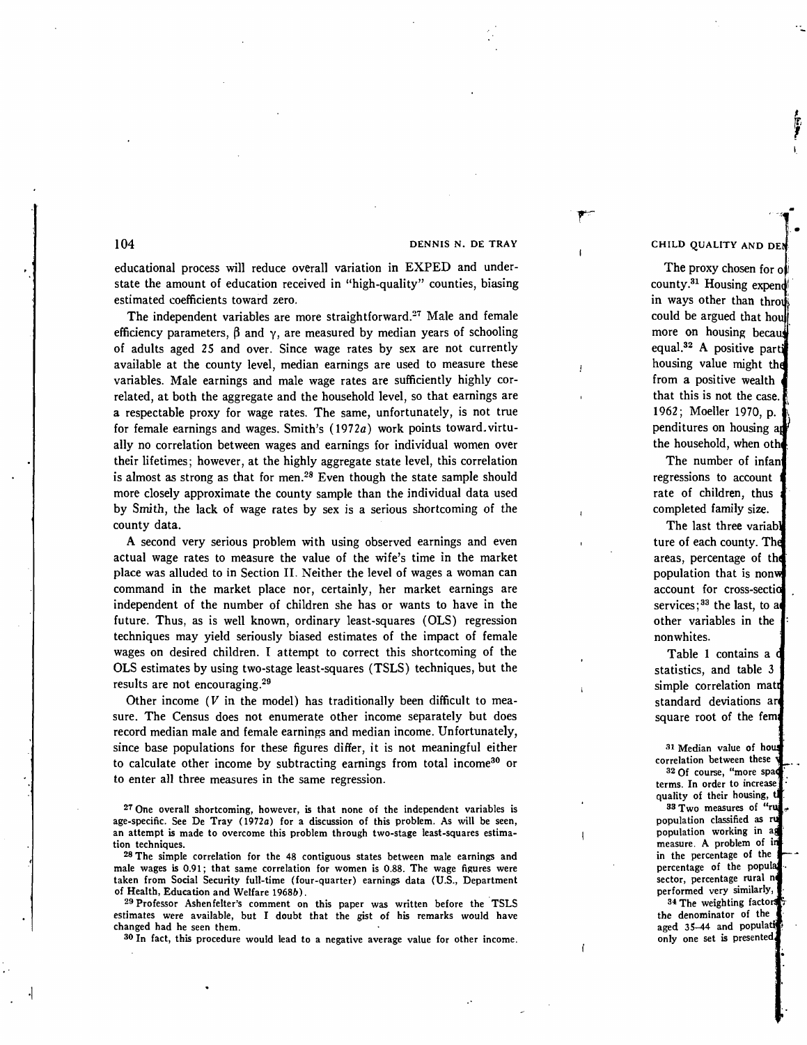educational process will reduce overall variation in EXPED and understate the amount of education received in "high-quality" counties, biasing estimated coefficients toward zero.

The independent variables are more straightforward.[27] Male and female efficiency parameters, $\beta$ and $\gamma$, are measured by median years of schooling of adults aged 25 and over. Since wage rates by sex are not currently available at the county level, median earnings are used to measure these variables. Male earnings and male wage rates are sufficiently highly correlated, at both the aggregate and the household level, so that earnings are a respectable proxy for wage rates. The same, unfortunately, is not true for female earnings and wages. Smith's (1972*a*) work points toward virtually no correlation between wages and earnings for individual women over their lifetimes; however, at the highly aggregate state level, this correlation is almost as strong as that for men.[28] Even though the state sample should more closely approximate the county sample than the individual data used by Smith, the lack of wage rates by sex is a serious shortcoming of the county data.

A second very serious problem with using observed earnings and even actual wage rates to measure the value of the wife's time in the market place was alluded to in Section II. Neither the level of wages a woman can command in the market place nor, certainly, her market earnings are independent of the number of children she has or wants to have in the future. Thus, as is well known, ordinary least-squares (OLS) regression techniques may yield seriously biased estimates of the impact of female wages on desired children. I attempt to correct this shortcoming of the OLS estimates by using two-stage least-squares (TSLS) techniques, but the results are not encouraging.[29]

Other income ($V$ in the model) has traditionally been difficult to measure. The Census does not enumerate other income separately but does record median male and female earnings and median income. Unfortunately, since base populations for these figures differ, it is not meaningful either to calculate other income by subtracting earnings from total income[30] or to enter all three measures in the same regression.

[27] One overall shortcoming, however, is that none of the independent variables is age-specific. See De Tray (1972*a*) for a discussion of this problem. As will be seen, an attempt is made to overcome this problem through two-stage least-squares estimation techniques.

[28] The simple correlation for the 48 contiguous states between male earnings and male wages is 0.91; that same correlation for women is 0.88. The wage figures were taken from Social Security full-time (four-quarter) earnings data (U.S., Department of Health, Education and Welfare 1968*b*).

[29] Professor Ashenfelter's comment on this paper was written before the TSLS estimates were available, but I doubt that the gist of his remarks would have changed had he seen them.

[30] In fact, this procedure would lead to a negative average value for other income.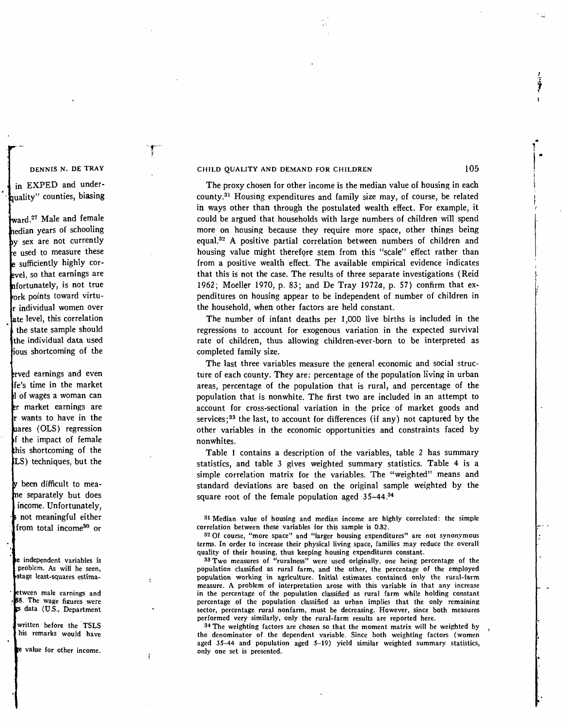The proxy chosen for other income is the median value of housing in each county.[31] Housing expenditures and family size may, of course, be related in ways other than through the postulated wealth effect. For example, it could be argued that households with large numbers of children will spend more on housing because they require more space, other things being equal.[32] A positive partial correlation between numbers of children and housing value might therefore stem from this "scale" effect rather than from a positive wealth effect. The available empirical evidence indicates that this is not the case. The results of three separate investigations (Reid 1962; Moeller 1970, p. 83; and De Tray 1972*a*, p. 57) confirm that expenditures on housing appear to be independent of number of children in the household, when other factors are held constant.

The number of infant deaths per 1,000 live births is included in the regressions to account for exogenous variation in the expected survival rate of children, thus allowing children-ever-born to be interpreted as completed family size.

The last three variables measure the general economic and social structure of each county. They are: percentage of the population living in urban areas, percentage of the population that is rural, and percentage of the population that is nonwhite. The first two are included in an attempt to account for cross-sectional variation in the price of market goods and services;[33] the last, to account for differences (if any) not captured by the other variables in the economic opportunities and constraints faced by nonwhites.

Table 1 contains a description of the variables, table 2 has summary statistics, and table 3 gives weighted summary statistics. Table 4 is a simple correlation matrix for the variables. The "weighted" means and standard deviations are based on the original sample weighted by the square root of the female population aged 35–44.[34]

[31] Median value of housing and median income are highly correlated: the simple correlation between these variables for this sample is 0.82.

[32] Of course, "more space" and "larger housing expenditures" are not synonymous terms. In order to increase their physical living space, families may reduce the overall quality of their housing, thus keeping housing expenditures constant.

[33] Two measures of "ruralness" were used originally, one being percentage of the population classified as rural farm, and the other, the percentage of the employed population working in agriculture. Initial estimates contained only the rural-farm measure. A problem of interpretation arose with this variable in that any increase in the percentage of the population classified as rural farm while holding constant percentage of the population classified as urban implies that the only remaining sector, percentage rural nonfarm, must be decreasing. However, since both measures performed very similarly, only the rural-farm results are reported here.

[34] The weighting factors are chosen so that the moment matrix will be weighted by the denominator of the dependent variable. Since both weighting factors (women aged 35–44 and population aged 5–19) yield similar weighted summary statistics, only one set is presented.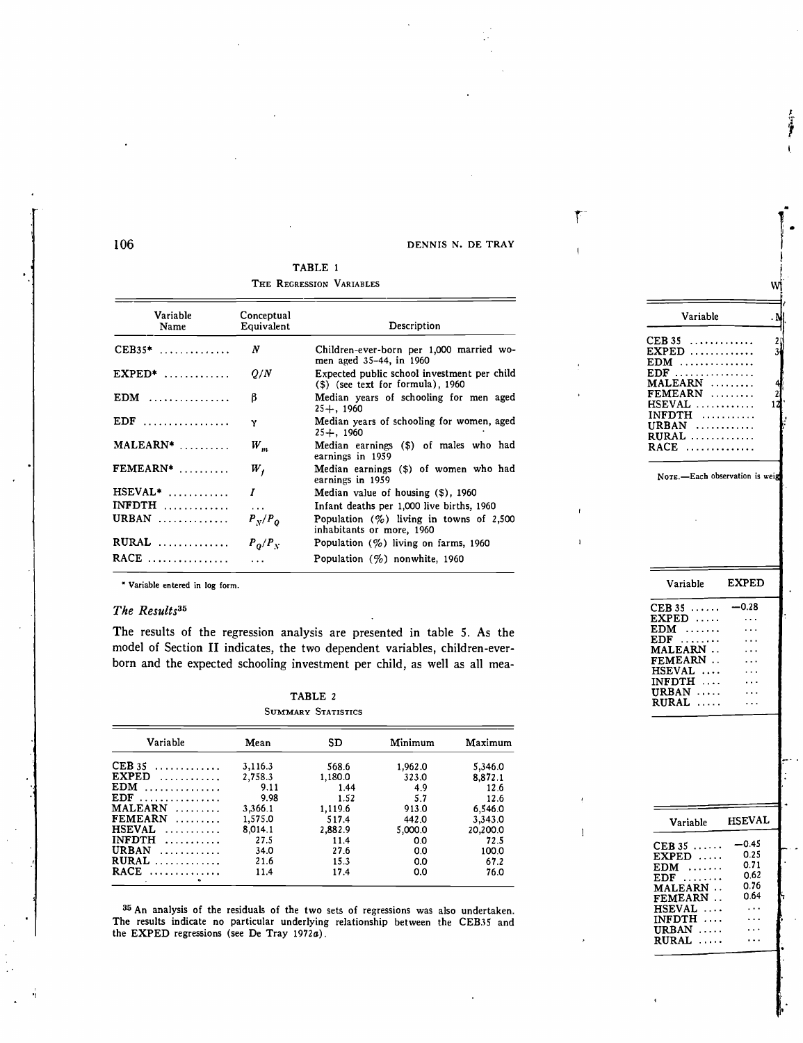TABLE 1

THE REGRESSION VARIABLES

| Variable Name | Conceptual Equivalent | Description |
|---|---|---|
| CEB35* | $N$ | Children-ever-born per 1,000 married women aged 35–44, in 1960 |
| EXPED* | $Q/N$ | Expected public school investment per child ($) (see text for formula), 1960 |
| EDM | $\beta$ | Median years of schooling for men aged 25+, 1960 |
| EDF | $\gamma$ | Median years of schooling for women, aged 25+, 1960 |
| MALEARN* | $W_m$ | Median earnings ($) of males who had earnings in 1959 |
| FEMEARN* | $W_f$ | Median earnings ($) of women who had earnings in 1959 |
| HSEVAL* | $I$ | Median value of housing ($), 1960 |
| INFDTH | ... | Infant deaths per 1,000 live births, 1960 |
| URBAN | $P_N/P_Q$ | Population (%) living in towns of 2,500 inhabitants or more, 1960 |
| RURAL | $P_Q/P_N$ | Population (%) living on farms, 1960 |
| RACE | ... | Population (%) nonwhite, 1960 |

* Variable entered in log form.

### *The Results*[35]

The results of the regression analysis are presented in table 5. As the model of Section II indicates, the two dependent variables, children-ever-born and the expected schooling investment per child, as well as all mea-

TABLE 2

SUMMARY STATISTICS

| Variable | Mean | SD | Minimum | Maximum |
|---|---|---|---|---|
| CEB 35 | 3,116.3 | 568.6 | 1,962.0 | 5,346.0 |
| EXPED | 2,758.3 | 1,180.0 | 323.0 | 8,872.1 |
| EDM | 9.11 | 1.44 | 4.9 | 12.6 |
| EDF | 9.98 | 1.52 | 5.7 | 12.6 |
| MALEARN | 3,366.1 | 1,119.6 | 913.0 | 6,546.0 |
| FEMEARN | 1,575.0 | 517.4 | 442.0 | 3,343.0 |
| HSEVAL | 8,014.1 | 2,882.9 | 5,000.0 | 20,200.0 |
| INFDTH | 27.5 | 11.4 | 0.0 | 72.5 |
| URBAN | 34.0 | 27.6 | 0.0 | 100.0 |
| RURAL | 21.6 | 15.3 | 0.0 | 67.2 |
| RACE | 11.4 | 17.4 | 0.0 | 76.0 |

[35] An analysis of the residuals of the two sets of regressions was also undertaken. The results indicate no particular underlying relationship between the CEB35 and the EXPED regressions (see De Tray 1972*a*).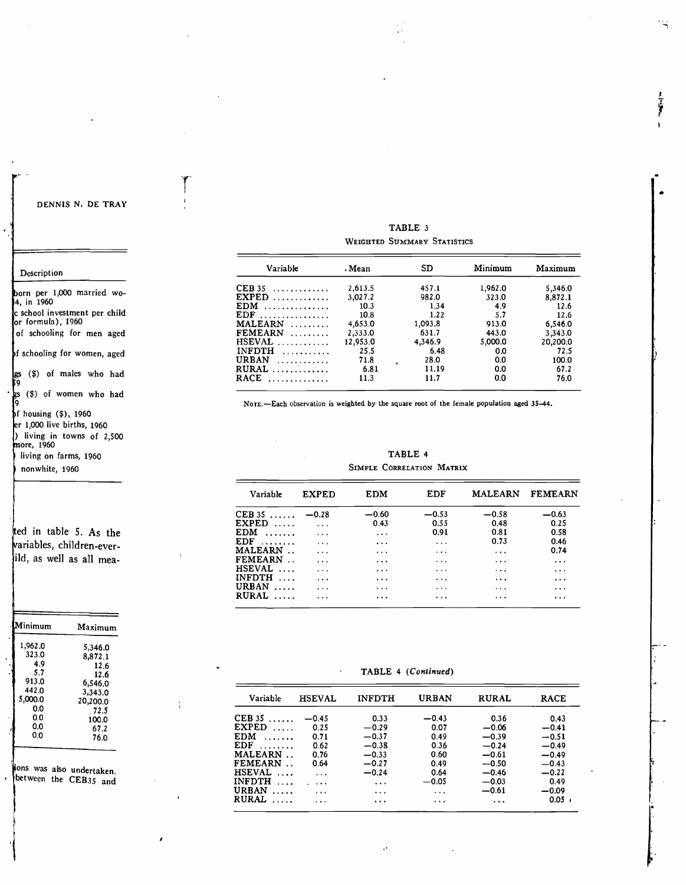TABLE 3

WEIGHTED SUMMARY STATISTICS

| Variable | Mean | SD | Minimum | Maximum |
|---|---|---|---|---|
| CEB 35 | 2,613.5 | 457.1 | 1,962.0 | 5,346.0 |
| EXPED | 3,027.2 | 982.0 | 323.0 | 8,872.1 |
| EDM | 10.3 | 1.34 | 4.9 | 12.6 |
| EDF | 10.8 | 1.22 | 5.7 | 12.6 |
| MALEARN | 4,653.0 | 1,093.8 | 913.0 | 6,546.0 |
| FEMEARN | 2,333.0 | 631.7 | 443.0 | 3,343.0 |
| HSEVAL | 12,953.0 | 4,346.9 | 5,000.0 | 20,200.0 |
| INFDTH | 25.5 | 6.48 | 0.0 | 72.5 |
| URBAN | 71.8 | 28.0 | 0.0 | 100.0 |
| RURAL | 6.81 | 11.19 | 0.0 | 67.2 |
| RACE | 11.3 | 11.7 | 0.0 | 76.0 |

NOTE.—Each observation is weighted by the square root of the female population aged 35–44.

TABLE 4

SIMPLE CORRELATION MATRIX

| Variable | EXPED | EDM | EDF | MALEARN | FEMEARN |
|---|---|---|---|---|---|
| CEB 35 | −0.28 | −0.60 | −0.53 | −0.58 | −0.63 |
| EXPED | ... | 0.43 | 0.55 | 0.48 | 0.25 |
| EDM | ... | ... | 0.91 | 0.81 | 0.58 |
| EDF | ... | ... | ... | 0.73 | 0.46 |
| MALEARN | ... | ... | ... | ... | 0.74 |
| FEMEARN | ... | ... | ... | ... | ... |
| HSEVAL | ... | ... | ... | ... | ... |
| INFDTH | ... | ... | ... | ... | ... |
| URBAN | ... | ... | ... | ... | ... |
| RURAL | ... | ... | ... | ... | ... |

TABLE 4 (*Continued*)

| Variable | HSEVAL | INFDTH | URBAN | RURAL | RACE |
|---|---|---|---|---|---|
| CEB 35 | −0.45 | 0.33 | −0.43 | 0.36 | 0.43 |
| EXPED | 0.25 | −0.29 | 0.07 | −0.06 | −0.41 |
| EDM | 0.71 | −0.37 | 0.49 | −0.39 | −0.51 |
| EDF | 0.62 | −0.38 | 0.36 | −0.24 | −0.49 |
| MALEARN | 0.76 | −0.33 | 0.60 | −0.61 | −0.49 |
| FEMEARN | 0.64 | −0.27 | 0.49 | −0.50 | −0.43 |
| HSEVAL | ... | −0.24 | 0.64 | −0.46 | −0.22 |
| INFDTH | ... | ... | −0.05 | −0.03 | 0.49 |
| URBAN | ... | ... | ... | −0.61 | −0.09 |
| RURAL | ... | ... | ... | ... | 0.05 |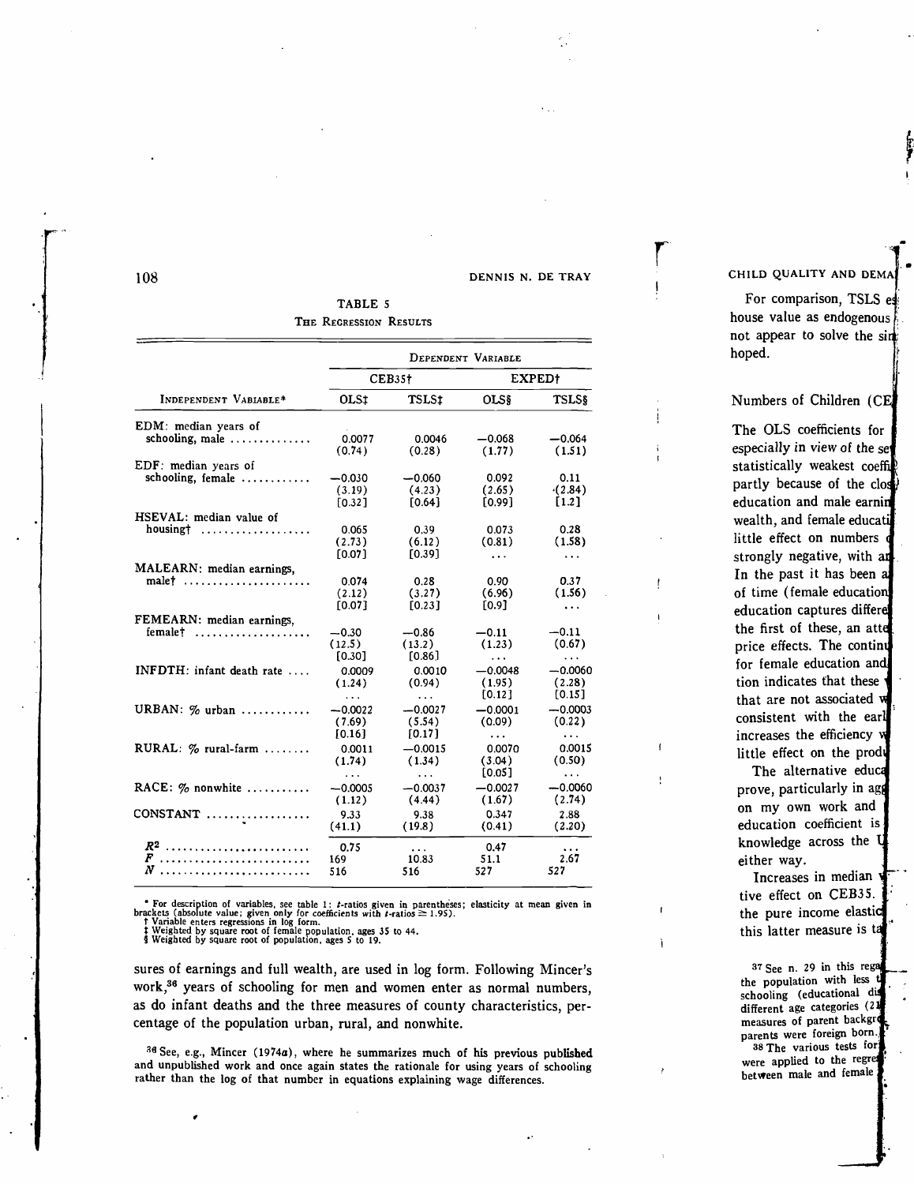TABLE 5

THE REGRESSION RESULTS

| INDEPENDENT VARIABLE* | DEPENDENT VARIABLE | | | |
|---|---|---|---|---|
| | CEB35† | | EXPED† | |
| | OLS‡ | TSLS‡ | OLS§ | TSLS§ |
| EDM: median years of schooling, male | 0.0077 (0.74) | 0.0046 (0.28) | −0.068 (1.77) | −0.064 (1.51) |
| EDF: median years of schooling, female | −0.030 (3.19) [0.32] | −0.060 (4.23) [0.64] | 0.092 (2.65) [0.99] | 0.11 (2.84) [1.2] |
| HSEVAL: median value of housing† | 0.065 (2.73) [0.07] | 0.39 (6.12) [0.39] | 0.073 (0.81) ... | 0.28 (1.58) ... |
| MALEARN: median earnings, male† | 0.074 (2.12) [0.07] | 0.28 (3.27) [0.23] | 0.90 (6.96) [0.9] | 0.37 (1.56) ... |
| FEMEARN: median earnings, female† | −0.30 (12.5) [0.30] | −0.86 (13.2) [0.86] | −0.11 (1.23) ... | −0.11 (0.67) ... |
| INFDTH: infant death rate | 0.0009 (1.24) ... | 0.0010 (0.94) ... | −0.0048 (1.95) [0.12] | −0.0060 (2.28) [0.15] |
| URBAN: % urban | −0.0022 (7.69) [0.16] | −0.0027 (5.54) [0.17] | −0.0001 (0.09) ... | −0.0003 (0.22) ... |
| RURAL: % rural-farm | 0.0011 (1.74) ... | −0.0015 (1.34) ... | 0.0070 (3.04) [0.05] | 0.0015 (0.50) ... |
| RACE: % nonwhite | −0.0005 (1.12) | −0.0037 (4.44) | −0.0027 (1.67) | −0.0060 (2.74) |
| CONSTANT | 9.33 (41.1) | 9.38 (19.8) | 0.347 (0.41) | 2.88 (2.20) |
| $R^2$ | 0.75 | ... | 0.47 | ... |
| $F$ | 169 | 10.83 | 51.1 | 2.67 |
| $N$ | 516 | 516 | 527 | 527 |

\* For description of variables, see table 1: $t$-ratios given in parentheses; elasticity at mean given in brackets (absolute value; given only for coefficients with $t$-ratios ≥ 1.95).
† Variable enters regressions in log form.
‡ Weighted by square root of female population, ages 35 to 44.
§ Weighted by square root of population, ages 5 to 19.

sures of earnings and full wealth, are used in log form. Following Mincer's work,[36] years of schooling for men and women enter as normal numbers, as do infant deaths and the three measures of county characteristics, percentage of the population urban, rural, and nonwhite.

[36] See, e.g., Mincer (1974*a*), where he summarizes much of his previous published and unpublished work and once again states the rationale for using years of schooling rather than the log of that number in equations explaining wage differences.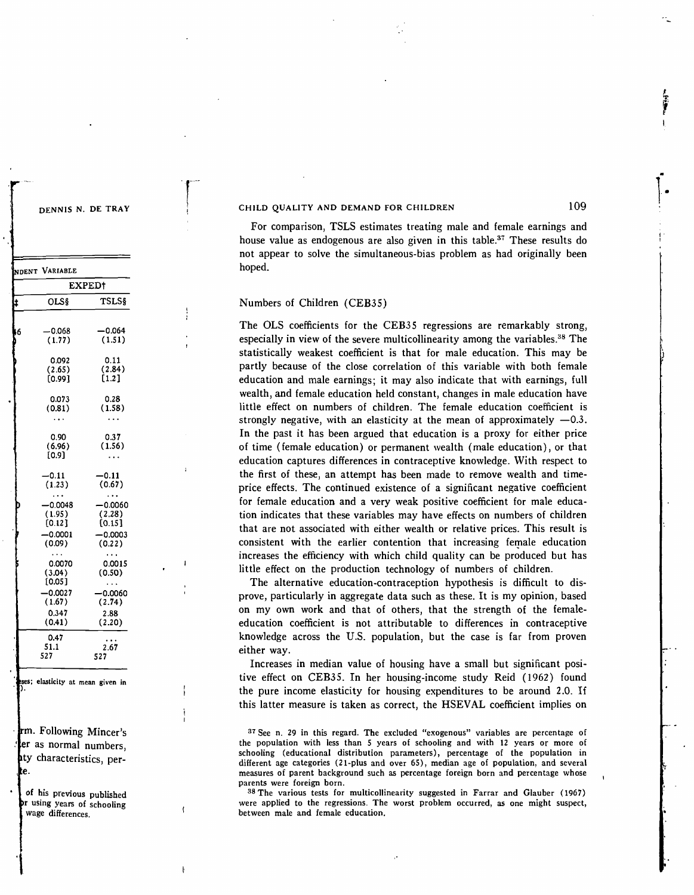For comparison, TSLS estimates treating male and female earnings and house value as endogenous are also given in this table.[37] These results do not appear to solve the simultaneous-bias problem as had originally been hoped.

## Numbers of Children (CEB35)

The OLS coefficients for the CEB35 regressions are remarkably strong, especially in view of the severe multicollinearity among the variables.[38] The statistically weakest coefficient is that for male education. This may be partly because of the close correlation of this variable with both female education and male earnings; it may also indicate that with earnings, full wealth, and female education held constant, changes in male education have little effect on numbers of children. The female education coefficient is strongly negative, with an elasticity at the mean of approximately −0.3. In the past it has been argued that education is a proxy for either price of time (female education) or permanent wealth (male education), or that education captures differences in contraceptive knowledge. With respect to the first of these, an attempt has been made to remove wealth and time-price effects. The continued existence of a significant negative coefficient for female education and a very weak positive coefficient for male education indicates that these variables may have effects on numbers of children that are not associated with either wealth or relative prices. This result is consistent with the earlier contention that increasing female education increases the efficiency with which child quality can be produced but has little effect on the production technology of numbers of children.

The alternative education-contraception hypothesis is difficult to disprove, particularly in aggregate data such as these. It is my opinion, based on my own work and that of others, that the strength of the female-education coefficient is not attributable to differences in contraceptive knowledge across the U.S. population, but the case is far from proven either way.

Increases in median value of housing have a small but significant positive effect on CEB35. In her housing-income study Reid (1962) found the pure income elasticity for housing expenditures to be around 2.0. If this latter measure is taken as correct, the HSEVAL coefficient implies on

[37] See n. 29 in this regard. The excluded "exogenous" variables are percentage of the population with less than 5 years of schooling and with 12 years or more of schooling (educational distribution parameters), percentage of the population in different age categories (21-plus and over 65), median age of population, and several measures of parent background such as percentage foreign born and percentage whose parents were foreign born.

[38] The various tests for multicollinearity suggested in Farrar and Glauber (1967) were applied to the regressions. The worst problem occurred, as one might suspect, between male and female education.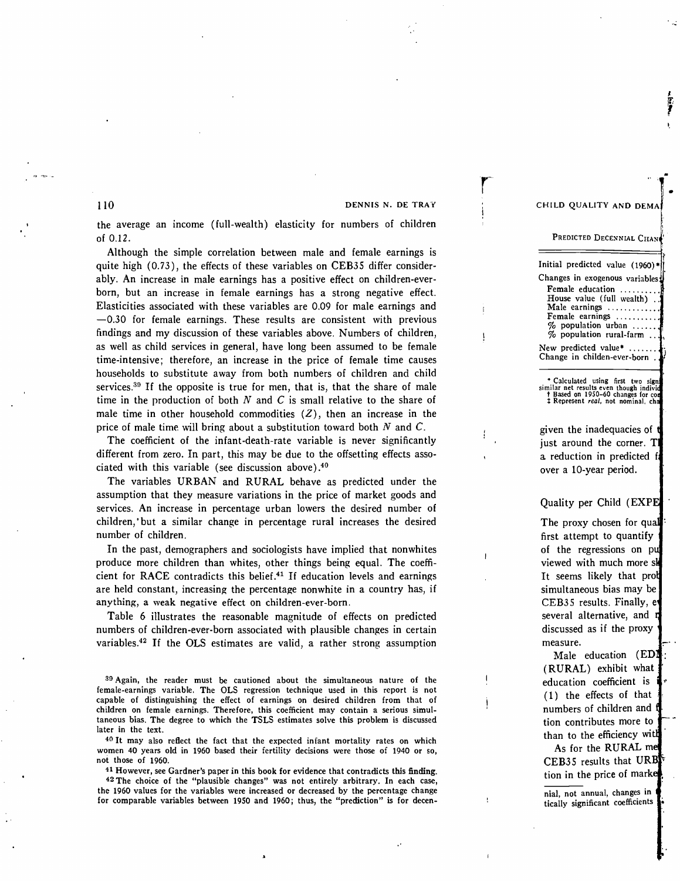the average an income (full-wealth) elasticity for numbers of children of 0.12.

Although the simple correlation between male and female earnings is quite high (0.73), the effects of these variables on CEB35 differ considerably. An increase in male earnings has a positive effect on children-ever-born, but an increase in female earnings has a strong negative effect. Elasticities associated with these variables are 0.09 for male earnings and −0.30 for female earnings. These results are consistent with previous findings and my discussion of these variables above. Numbers of children, as well as child services in general, have long been assumed to be female time-intensive; therefore, an increase in the price of female time causes households to substitute away from both numbers of children and child services.[39] If the opposite is true for men, that is, that the share of male time in the production of both $N$ and $C$ is small relative to the share of male time in other household commodities ($Z$), then an increase in the price of male time will bring about a substitution toward both $N$ and $C$.

The coefficient of the infant-death-rate variable is never significantly different from zero. In part, this may be due to the offsetting effects associated with this variable (see discussion above).[40]

The variables URBAN and RURAL behave as predicted under the assumption that they measure variations in the price of market goods and services. An increase in percentage urban lowers the desired number of children, but a similar change in percentage rural increases the desired number of children.

In the past, demographers and sociologists have implied that nonwhites produce more children than whites, other things being equal. The coefficient for RACE contradicts this belief.[41] If education levels and earnings are held constant, increasing the percentage nonwhite in a country has, if anything, a weak negative effect on children-ever-born.

Table 6 illustrates the reasonable magnitude of effects on predicted numbers of children-ever-born associated with plausible changes in certain variables.[42] If the OLS estimates are valid, a rather strong assumption

[39] Again, the reader must be cautioned about the simultaneous nature of the female-earnings variable. The OLS regression technique used in this report is not capable of distinguishing the effect of earnings on desired children from that of children on female earnings. Therefore, this coefficient may contain a serious simultaneous bias. The degree to which the TSLS estimates solve this problem is discussed later in the text.

[40] It may also reflect the fact that the expected infant mortality rates on which women 40 years old in 1960 based their fertility decisions were those of 1940 or so, not those of 1960.

[41] However, see Gardner's paper in this book for evidence that contradicts this finding.

[42] The choice of the "plausible changes" was not entirely arbitrary. In each case, the 1960 values for the variables were increased or decreased by the percentage change for comparable variables between 1950 and 1960; thus, the "prediction" is for decen-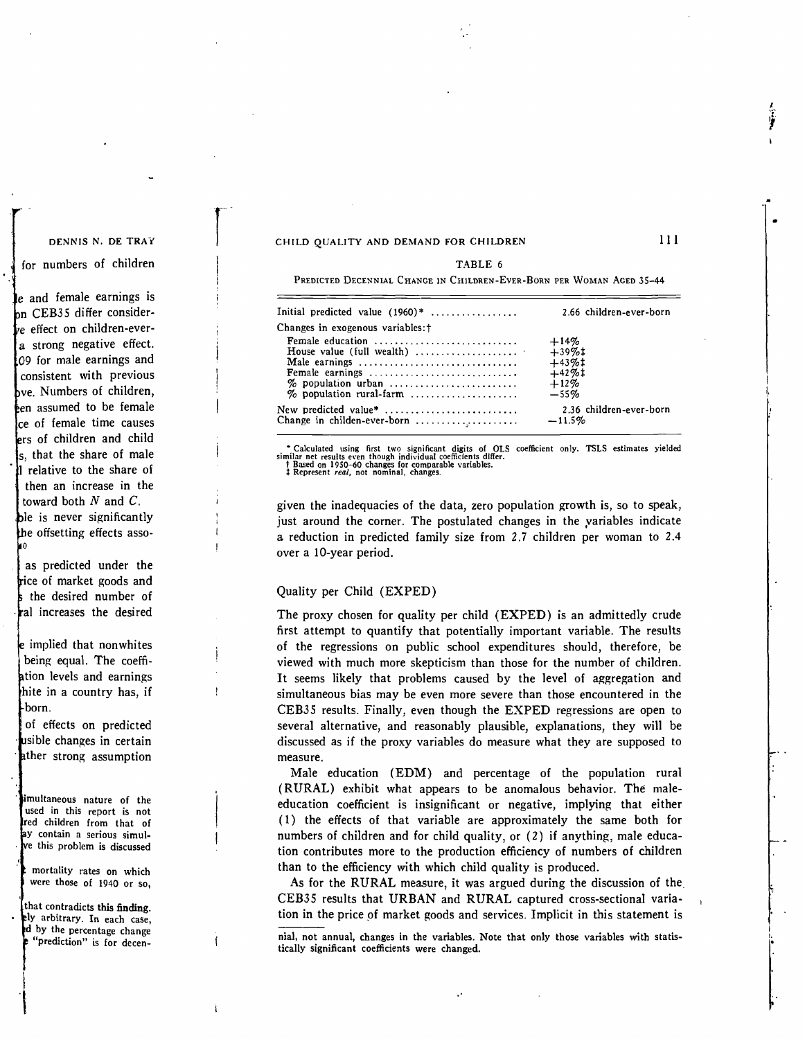TABLE 6

PREDICTED DECENNIAL CHANGE IN CHILDREN-EVER-BORN PER WOMAN AGED 35–44

| | |
|---|---|
| Initial predicted value (1960)* | 2.66 children-ever-born |
| Changes in exogenous variables:† | |
| Female education | +14% |
| House value (full wealth) | +39%‡ |
| Male earnings | +43%‡ |
| Female earnings | +42%‡ |
| % population urban | +12% |
| % population rural-farm | −55% |
| New predicted value* | 2.36 children-ever-born |
| Change in childen-ever-born | −11.5% |

\* Calculated using first two significant digits of OLS coefficient only. TSLS estimates yielded similar net results even though individual coefficients differ.
† Based on 1950–60 changes for comparable variables.
‡ Represent *real*, not nominal, changes.

given the inadequacies of the data, zero population growth is, so to speak, just around the corner. The postulated changes in the variables indicate a reduction in predicted family size from 2.7 children per woman to 2.4 over a 10-year period.

## Quality per Child (EXPED)

The proxy chosen for quality per child (EXPED) is an admittedly crude first attempt to quantify that potentially important variable. The results of the regressions on public school expenditures should, therefore, be viewed with much more skepticism than those for the number of children. It seems likely that problems caused by the level of aggregation and simultaneous bias may be even more severe than those encountered in the CEB35 results. Finally, even though the EXPED regressions are open to several alternative, and reasonably plausible, explanations, they will be discussed as if the proxy variables do measure what they are supposed to measure.

Male education (EDM) and percentage of the population rural (RURAL) exhibit what appears to be anomalous behavior. The male-education coefficient is insignificant or negative, implying that either (1) the effects of that variable are approximately the same both for numbers of children and for child quality, or (2) if anything, male education contributes more to the production efficiency of numbers of children than to the efficiency with which child quality is produced.

As for the RURAL measure, it was argued during the discussion of the CEB35 results that URBAN and RURAL captured cross-sectional variation in the price of market goods and services. Implicit in this statement is

nial, not annual, changes in the variables. Note that only those variables with statistically significant coefficients were changed.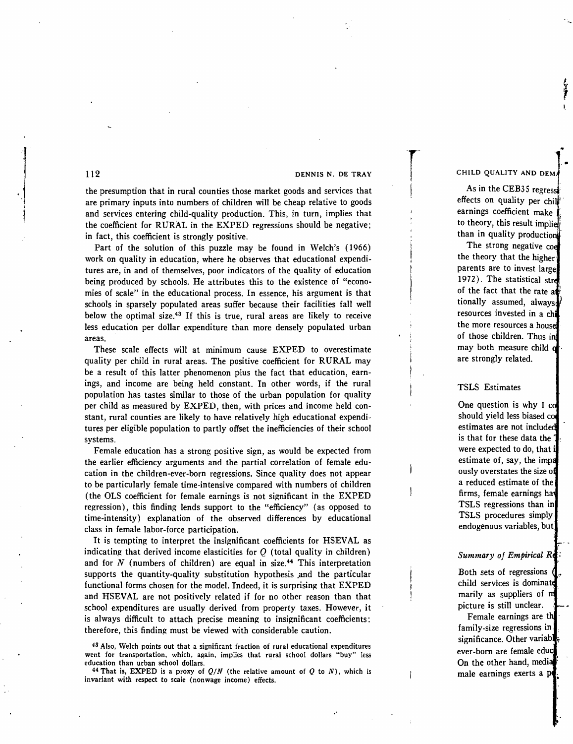the presumption that in rural counties those market goods and services that are primary inputs into numbers of children will be cheap relative to goods and services entering child-quality production. This, in turn, implies that the coefficient for RURAL in the EXPED regressions should be negative; in fact, this coefficient is strongly positive.

Part of the solution of this puzzle may be found in Welch's (1966) work on quality in education, where he observes that educational expenditures are, in and of themselves, poor indicators of the quality of education being produced by schools. He attributes this to the existence of "economies of scale" in the educational process. In essence, his argument is that schools in sparsely populated areas suffer because their facilities fall well below the optimal size.[43] If this is true, rural areas are likely to receive less education per dollar expenditure than more densely populated urban areas.

These scale effects will at minimum cause EXPED to overestimate quality per child in rural areas. The positive coefficient for RURAL may be a result of this latter phenomenon plus the fact that education, earnings, and income are being held constant. In other words, if the rural population has tastes similar to those of the urban population for quality per child as measured by EXPED, then, with prices and income held constant, rural counties are likely to have relatively high educational expenditures per eligible population to partly offset the inefficiencies of their school systems.

Female education has a strong positive sign, as would be expected from the earlier efficiency arguments and the partial correlation of female education in the children-ever-born regressions. Since quality does not appear to be particularly female time-intensive compared with numbers of children (the OLS coefficient for female earnings is not significant in the EXPED regression), this finding lends support to the "efficiency" (as opposed to time-intensity) explanation of the observed differences by educational class in female labor-force participation.

It is tempting to interpret the insignificant coefficients for HSEVAL as indicating that derived income elasticities for $Q$ (total quality in children) and for $N$ (numbers of children) are equal in size.[44] This interpretation supports the quantity-quality substitution hypothesis and the particular functional forms chosen for the model. Indeed, it is surprising that EXPED and HSEVAL are not positively related if for no other reason than that school expenditures are usually derived from property taxes. However, it is always difficult to attach precise meaning to insignificant coefficients; therefore, this finding must be viewed with considerable caution.

[43] Also, Welch points out that a significant fraction of rural educational expenditures went for transportation, which, again, implies that rural school dollars "buy" less education than urban school dollars.

[44] That is, EXPED is a proxy of $Q/N$ (the relative amount of $Q$ to $N$), which is invariant with respect to scale (nonwage income) effects.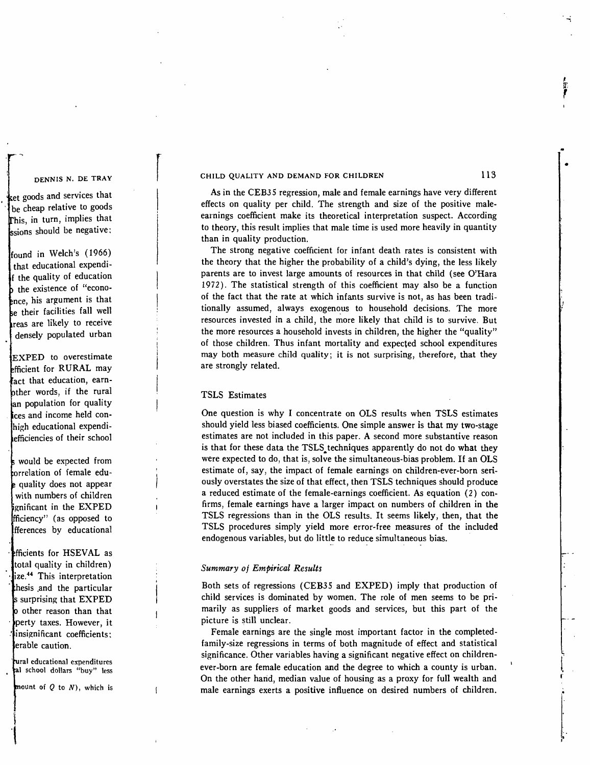As in the CEB35 regression, male and female earnings have very different effects on quality per child. The strength and size of the positive male-earnings coefficient make its theoretical interpretation suspect. According to theory, this result implies that male time is used more heavily in quantity than in quality production.

The strong negative coefficient for infant death rates is consistent with the theory that the higher the probability of a child's dying, the less likely parents are to invest large amounts of resources in that child (see O'Hara 1972). The statistical strength of this coefficient may also be a function of the fact that the rate at which infants survive is not, as has been traditionally assumed, always exogenous to household decisions. The more resources invested in a child, the more likely that child is to survive. But the more resources a household invests in children, the higher the "quality" of those children. Thus infant mortality and expected school expenditures may both measure child quality; it is not surprising, therefore, that they are strongly related.

### TSLS Estimates

One question is why I concentrate on OLS results when TSLS estimates should yield less biased coefficients. One simple answer is that my two-stage estimates are not included in this paper. A second more substantive reason is that for these data the TSLS techniques apparently do not do what they were expected to do, that is, solve the simultaneous-bias problem. If an OLS estimate of, say, the impact of female earnings on children-ever-born seriously overstates the size of that effect, then TSLS techniques should produce a reduced estimate of the female-earnings coefficient. As equation (2) confirms, female earnings have a larger impact on numbers of children in the TSLS regressions than in the OLS results. It seems likely, then, that the TSLS procedures simply yield more error-free measures of the included endogenous variables, but do little to reduce simultaneous bias.

### *Summary of Empirical Results*

Both sets of regressions (CEB35 and EXPED) imply that production of child services is dominated by women. The role of men seems to be primarily as suppliers of market goods and services, but this part of the picture is still unclear.

Female earnings are the single most important factor in the completed-family-size regressions in terms of both magnitude of effect and statistical significance. Other variables having a significant negative effect on children-ever-born are female education and the degree to which a county is urban. On the other hand, median value of housing as a proxy for full wealth and male earnings exerts a positive influence on desired numbers of children.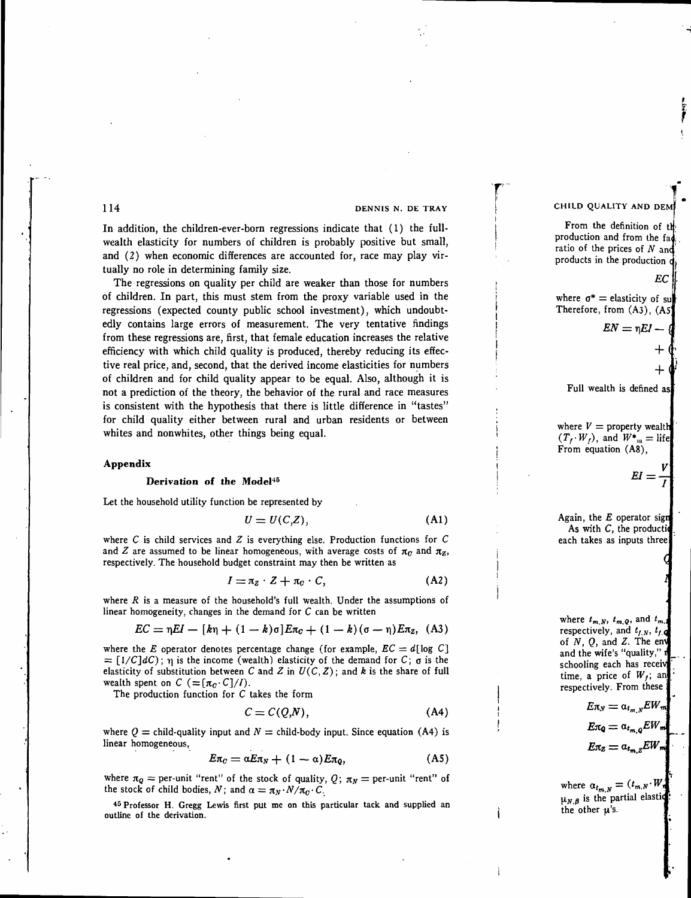In addition, the children-ever-born regressions indicate that (1) the full-wealth elasticity for numbers of children is probably positive but small, and (2) when economic differences are accounted for, race may play virtually no role in determining family size.

The regressions on quality per child are weaker than those for numbers of children. In part, this must stem from the proxy variable used in the regressions (expected county public school investment), which undoubtedly contains large errors of measurement. The very tentative findings from these regressions are, first, that female education increases the relative efficiency with which child quality is produced, thereby reducing its effective real price, and, second, that the derived income elasticities for numbers of children and for child quality appear to be equal. Also, although it is not a prediction of the theory, the behavior of the rural and race measures is consistent with the hypothesis that there is little difference in "tastes" for child quality either between rural and urban residents or between whites and nonwhites, other things being equal.

## Appendix

### Derivation of the Model[45]

Let the household utility function be represented by

$$U = U(C,Z), \tag{A1}$$

where $C$ is child services and $Z$ is everything else. Production functions for $C$ and $Z$ are assumed to be linear homogeneous, with average costs of $\pi_C$ and $\pi_Z$, respectively. The household budget constraint may then be written as

$$I = \pi_Z \cdot Z + \pi_C \cdot C, \tag{A2}$$

where $R$ is a measure of the household's full wealth. Under the assumptions of linear homogeneity, changes in the demand for $C$ can be written

$$EC = \eta EI - [k\eta + (1-k)\sigma]E\pi_C + (1-k)(\sigma - \eta)E\pi_Z, \tag{A3}$$

where the $E$ operator denotes percentage change (for example, $EC = d[\log C] = [1/C]dC$); $\eta$ is the income (wealth) elasticity of the demand for $C$; $\sigma$ is the elasticity of substitution between $C$ and $Z$ in $U(C,Z)$; and $k$ is the share of full wealth spent on $C$ $(=[\pi_C \cdot C]/I)$.

The production function for $C$ takes the form

$$C = C(Q,N), \tag{A4}$$

where $Q$ = child-quality input and $N$ = child-body input. Since equation (A4) is linear homogeneous,

$$E\pi_C = \alpha E\pi_N + (1-\alpha)E\pi_Q, \tag{A5}$$

where $\pi_Q$ = per-unit "rent" of the stock of quality, $Q$; $\pi_N$ = per-unit "rent" of the stock of child bodies, $N$; and $\alpha = \pi_N \cdot N/\pi_C \cdot C$.

[45] Professor H. Gregg Lewis first put me on this particular tack and supplied an outline of the derivation.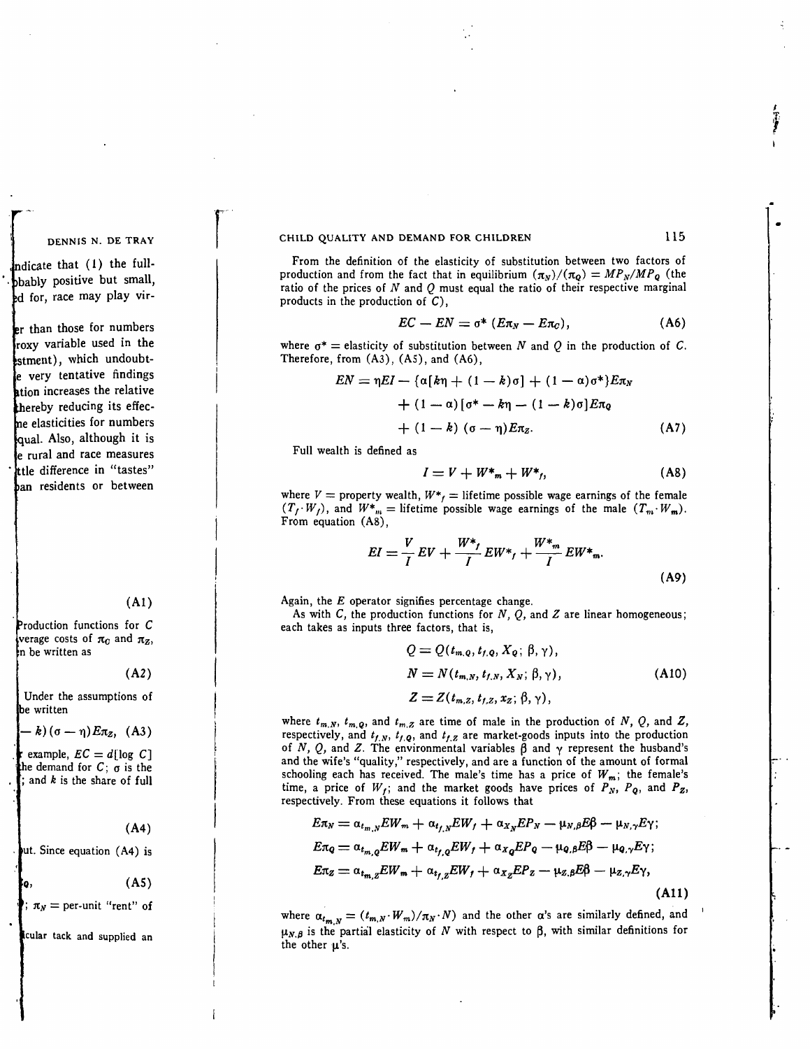From the definition of the elasticity of substitution between two factors of production and from the fact that in equilibrium $(\pi_N)/(\pi_Q) = MP_N/MP_Q$ (the ratio of the prices of $N$ and $Q$ must equal the ratio of their respective marginal products in the production of $C$),

$$EC - EN = \sigma^* (E\pi_N - E\pi_C), \tag{A6}$$

where $\sigma^*$ = elasticity of substitution between $N$ and $Q$ in the production of $C$. Therefore, from (A3), (A5), and (A6),

$$\begin{aligned} EN = \eta EI - \{\alpha[k\eta + (1-k)\sigma] + (1-\alpha)\sigma^*\}E\pi_N \\ + (1-\alpha)[\sigma^* - k\eta - (1-k)\sigma]E\pi_Q \\ + (1-k)(\sigma - \eta)E\pi_Z. \end{aligned} \tag{A7}$$

Full wealth is defined as

$$I = V + W^*_m + W^*_f, \tag{A8}$$

where $V$ = property wealth, $W^*_f$ = lifetime possible wage earnings of the female $(T_f \cdot W_f)$, and $W^*_m$ = lifetime possible wage earnings of the male $(T_m \cdot W_m)$. From equation (A8),

$$EI = \frac{V}{I}EV + \frac{W^*_f}{I}EW^*_f + \frac{W^*_m}{I}EW^*_m. \tag{A9}$$

Again, the $E$ operator signifies percentage change.

As with $C$, the production functions for $N$, $Q$, and $Z$ are linear homogeneous; each takes as inputs three factors, that is,

$$\begin{aligned} Q &= Q(t_{m,Q}, t_{f,Q}, X_Q; \beta, \gamma), \\ N &= N(t_{m,N}, t_{f,N}, X_N; \beta, \gamma), \\ Z &= Z(t_{m,Z}, t_{f,Z}, x_Z; \beta, \gamma), \end{aligned} \tag{A10}$$

where $t_{m,N}$, $t_{m,Q}$, and $t_{m,Z}$ are time of male in the production of $N$, $Q$, and $Z$, respectively, and $t_{f,N}$, $t_{f,Q}$, and $t_{f,Z}$ are market-goods inputs into the production of $N$, $Q$, and $Z$. The environmental variables $\beta$ and $\gamma$ represent the husband's and the wife's "quality," respectively, and are a function of the amount of formal schooling each has received. The male's time has a price of $W_m$; the female's time, a price of $W_f$; and the market goods have prices of $P_N$, $P_Q$, and $P_Z$, respectively. From these equations it follows that

$$\begin{aligned} E\pi_N &= \alpha_{t_{m,N}}EW_m + \alpha_{t_{f,N}}EW_f + \alpha_{X_N}EP_N - \mu_{N,\beta}E\beta - \mu_{N,\gamma}E\gamma; \\ E\pi_Q &= \alpha_{t_{m,Q}}EW_m + \alpha_{t_{f,Q}}EW_f + \alpha_{X_Q}EP_Q - \mu_{Q,\beta}E\beta - \mu_{Q,\gamma}E\gamma; \\ E\pi_Z &= \alpha_{t_{m,Z}}EW_m + \alpha_{t_{f,Z}}EW_f + \alpha_{X_Z}EP_Z - \mu_{Z,\beta}E\beta - \mu_{Z,\gamma}E\gamma, \end{aligned} \tag{A11}$$

where $\alpha_{t_{m,N}} = (t_{m,N} \cdot W_m)/\pi_N \cdot N)$ and the other $\alpha$'s are similarly defined, and $\mu_{N,\beta}$ is the partial elasticity of $N$ with respect to $\beta$, with similar definitions for the other $\mu$'s.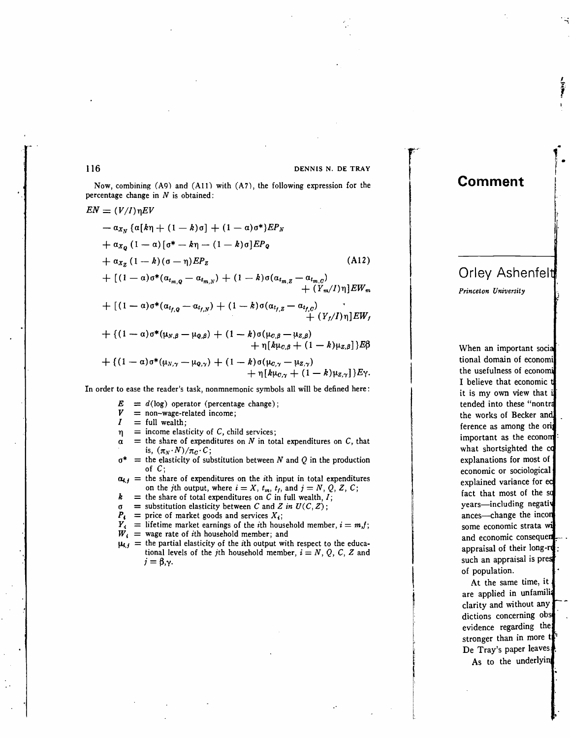Now, combining (A9) and (A11) with (A7), the following expression for the percentage change in $N$ is obtained:

$$
\begin{aligned}
EN = {} & (V/I)\eta EV \\
& - \alpha_{X_N} \{\alpha[k\eta + (1-k)\sigma] + (1-\alpha)\sigma^*\}EP_N \\
& + \alpha_{X_Q} (1-\alpha)[\sigma^* - k\eta - (1-k)\sigma]EP_Q \\
& + \alpha_{X_Z} (1-k)(\sigma - \eta)EP_Z \qquad \text{(A12)} \\
& + [(1-\alpha)\sigma^*(\alpha_{t_m,Q} - \alpha_{t_m,N}) + (1-k)\sigma(\alpha_{t_m,Z} - \alpha_{t_m,C}) \\
& \qquad + (Y_m/I)\eta]EW_m \\
& + [(1-\alpha)\sigma^*(\alpha_{t_f,Q} - \alpha_{t_f,N}) + (1-k)\sigma(\alpha_{t_f,Z} - \alpha_{t_f,C}) \\
& \qquad + (Y_f/I)\eta]EW_f \\
& + \{(1-\alpha)\sigma^*(\mu_{N,\beta} - \mu_{Q,\beta}) + (1-k)\sigma(\mu_{C,\beta} - \mu_{Z,\beta}) \\
& \qquad + \eta[k\mu_{C,\beta} + (1-k)\mu_{Z,\beta}]\}E\beta \\
& + \{(1-\alpha)\sigma^*(\mu_{N,\gamma} - \mu_{Q,\gamma}) + (1-k)\sigma(\mu_{C,\gamma} - \mu_{Z,\gamma}) \\
& \qquad + \eta[k\mu_{C,\gamma} + (1-k)\mu_{Z,\gamma}]\}E\gamma.
\end{aligned}
$$

In order to ease the reader's task, nonmnemonic symbols all will be defined here:

- $E$ = $d(\log)$ operator (percentage change);
- $V$ = non–wage-related income;
- $I$ = full wealth;
- $\eta$ = income elasticity of $C$, child services;
- $\alpha$ = the share of expenditures on $N$ in total expenditures on $C$, that is, $(\pi_N \cdot N)/\pi_C \cdot C$;
- $\sigma^*$ = the elasticity of substitution between $N$ and $Q$ in the production of $C$;
- $\alpha_{i,j}$ = the share of expenditures on the $i$th input in total expenditures on the $j$th output, where $i = X, t_m, t_f$, and $j = N, Q, Z, C$;
- $k$ = the share of total expenditures on $C$ in full wealth, $I$;
- $\sigma$ = substitution elasticity between $C$ and $Z$ *in* $U(C, Z)$;
- $P_i$ = price of market goods and services $X_i$;
- $Y_i$ = lifetime market earnings of the $i$th household member, $i = m,f$;
- $W_i$ = wage rate of $i$th household member; and
- $\mu_{i,j}$ = the partial elasticity of the $i$th output with respect to the educational levels of the $j$th household member, $i = N, Q, C, Z$ and $j = \beta, \gamma$.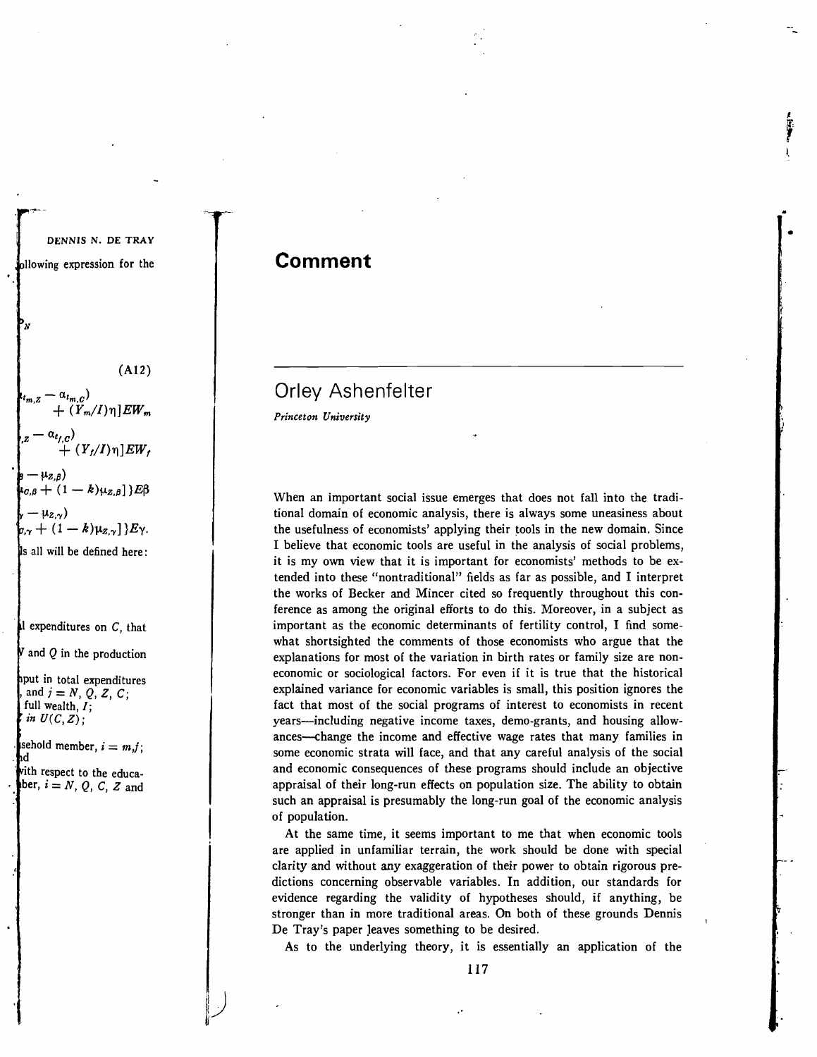# Comment

## Orley Ashenfelter

*Princeton University*

When an important social issue emerges that does not fall into the traditional domain of economic analysis, there is always some uneasiness about the usefulness of economists' applying their tools in the new domain. Since I believe that economic tools are useful in the analysis of social problems, it is my own view that it is important for economists' methods to be extended into these "nontraditional" fields as far as possible, and I interpret the works of Becker and Mincer cited so frequently throughout this conference as among the original efforts to do this. Moreover, in a subject as important as the economic determinants of fertility control, I find somewhat shortsighted the comments of those economists who argue that the explanations for most of the variation in birth rates or family size are noneconomic or sociological factors. For even if it is true that the historical explained variance for economic variables is small, this position ignores the fact that most of the social programs of interest to economists in recent years—including negative income taxes, demo-grants, and housing allowances—change the income and effective wage rates that many families in some economic strata will face, and that any careful analysis of the social and economic consequences of these programs should include an objective appraisal of their long-run effects on population size. The ability to obtain such an appraisal is presumably the long-run goal of the economic analysis of population.

At the same time, it seems important to me that when economic tools are applied in unfamiliar terrain, the work should be done with special clarity and without any exaggeration of their power to obtain rigorous predictions concerning observable variables. In addition, our standards for evidence regarding the validity of hypotheses should, if anything, be stronger than in more traditional areas. On both of these grounds Dennis De Tray's paper leaves something to be desired.

As to the underlying theory, it is essentially an application of the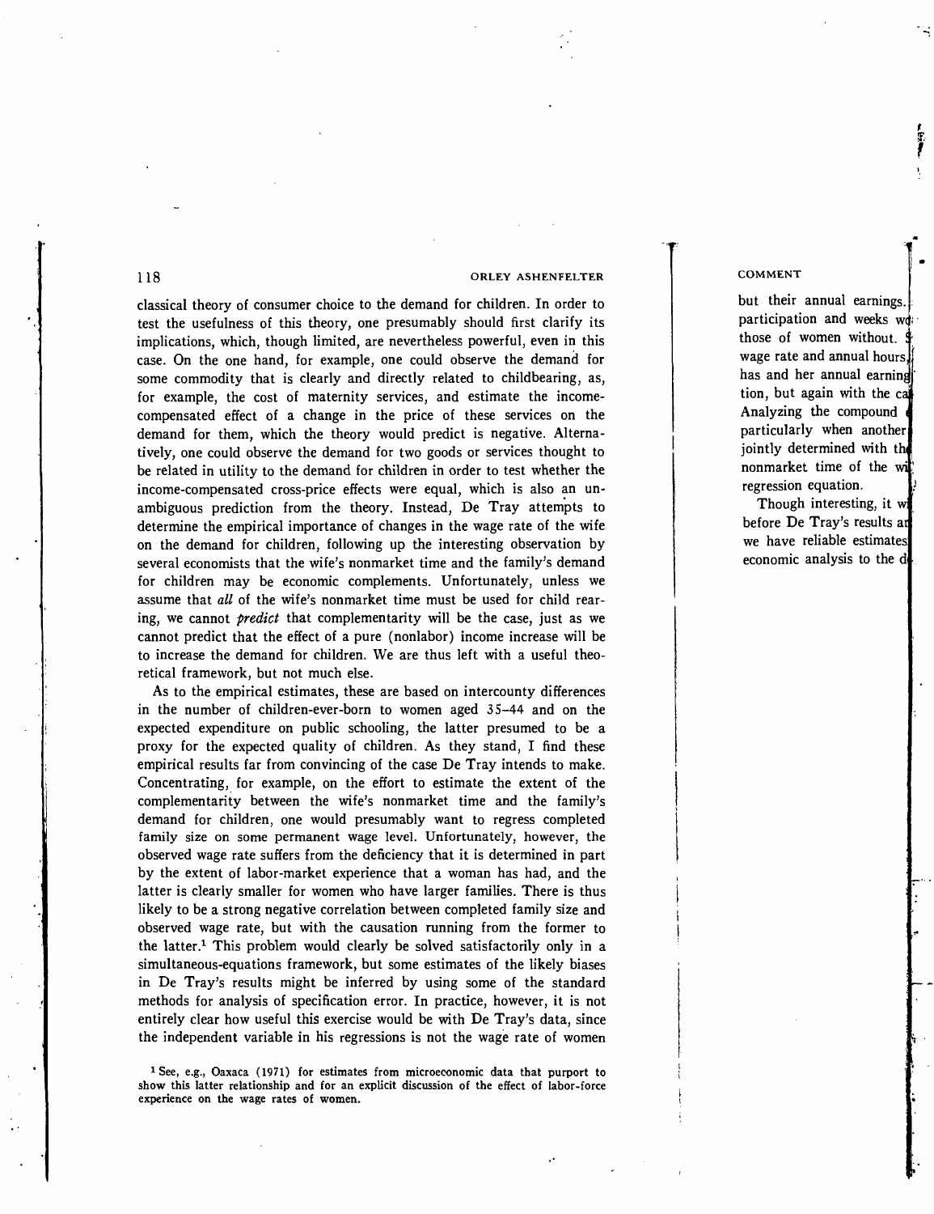classical theory of consumer choice to the demand for children. In order to test the usefulness of this theory, one presumably should first clarify its implications, which, though limited, are nevertheless powerful, even in this case. On the one hand, for example, one could observe the demand for some commodity that is clearly and directly related to childbearing, as, for example, the cost of maternity services, and estimate the income-compensated effect of a change in the price of these services on the demand for them, which the theory would predict is negative. Alternatively, one could observe the demand for two goods or services thought to be related in utility to the demand for children in order to test whether the income-compensated cross-price effects were equal, which is also an unambiguous prediction from the theory. Instead, De Tray attempts to determine the empirical importance of changes in the wage rate of the wife on the demand for children, following up the interesting observation by several economists that the wife's nonmarket time and the family's demand for children may be economic complements. Unfortunately, unless we assume that *all* of the wife's nonmarket time must be used for child rearing, we cannot *predict* that complementarity will be the case, just as we cannot predict that the effect of a pure (nonlabor) income increase will be to increase the demand for children. We are thus left with a useful theoretical framework, but not much else.

As to the empirical estimates, these are based on intercounty differences in the number of children-ever-born to women aged 35–44 and on the expected expenditure on public schooling, the latter presumed to be a proxy for the expected quality of children. As they stand, I find these empirical results far from convincing of the case De Tray intends to make. Concentrating, for example, on the effort to estimate the extent of the complementarity between the wife's nonmarket time and the family's demand for children, one would presumably want to regress completed family size on some permanent wage level. Unfortunately, however, the observed wage rate suffers from the deficiency that it is determined in part by the extent of labor-market experience that a woman has had, and the latter is clearly smaller for women who have larger families. There is thus likely to be a strong negative correlation between completed family size and observed wage rate, but with the causation running from the former to the latter.[1] This problem would clearly be solved satisfactorily only in a simultaneous-equations framework, but some estimates of the likely biases in De Tray's results might be inferred by using some of the standard methods for analysis of specification error. In practice, however, it is not entirely clear how useful this exercise would be with De Tray's data, since the independent variable in his regressions is not the wage rate of women

[1] See, e.g., Oaxaca (1971) for estimates from microeconomic data that purport to show this latter relationship and for an explicit discussion of the effect of labor-force experience on the wage rates of women.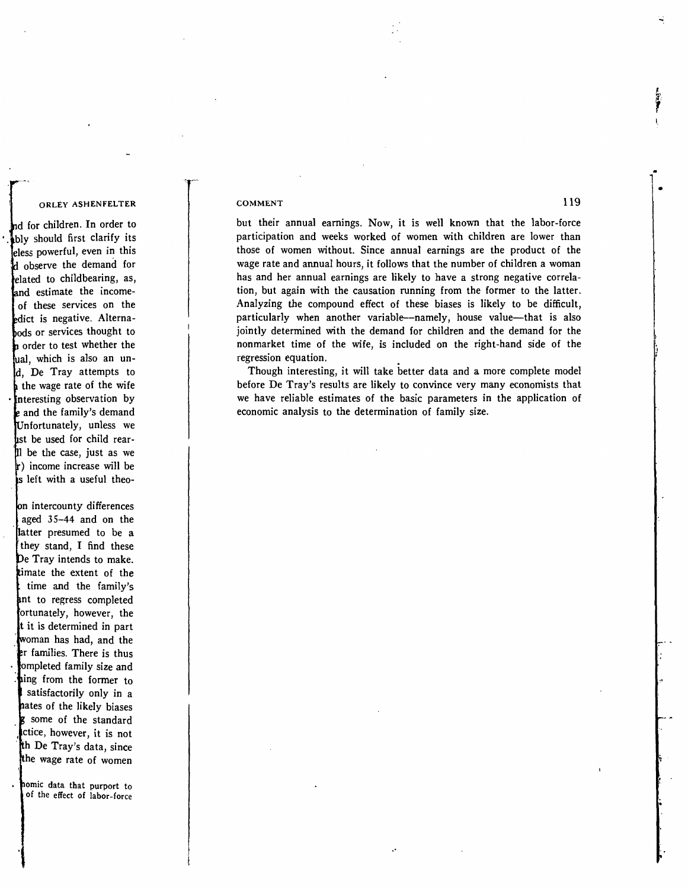but their annual earnings. Now, it is well known that the labor-force participation and weeks worked of women with children are lower than those of women without. Since annual earnings are the product of the wage rate and annual hours, it follows that the number of children a woman has and her annual earnings are likely to have a strong negative correlation, but again with the causation running from the former to the latter. Analyzing the compound effect of these biases is likely to be difficult, particularly when another variable—namely, house value—that is also jointly determined with the demand for children and the demand for the nonmarket time of the wife, is included on the right-hand side of the regression equation.

Though interesting, it will take better data and a more complete model before De Tray's results are likely to convince very many economists that we have reliable estimates of the basic parameters in the application of economic analysis to the determination of family size.